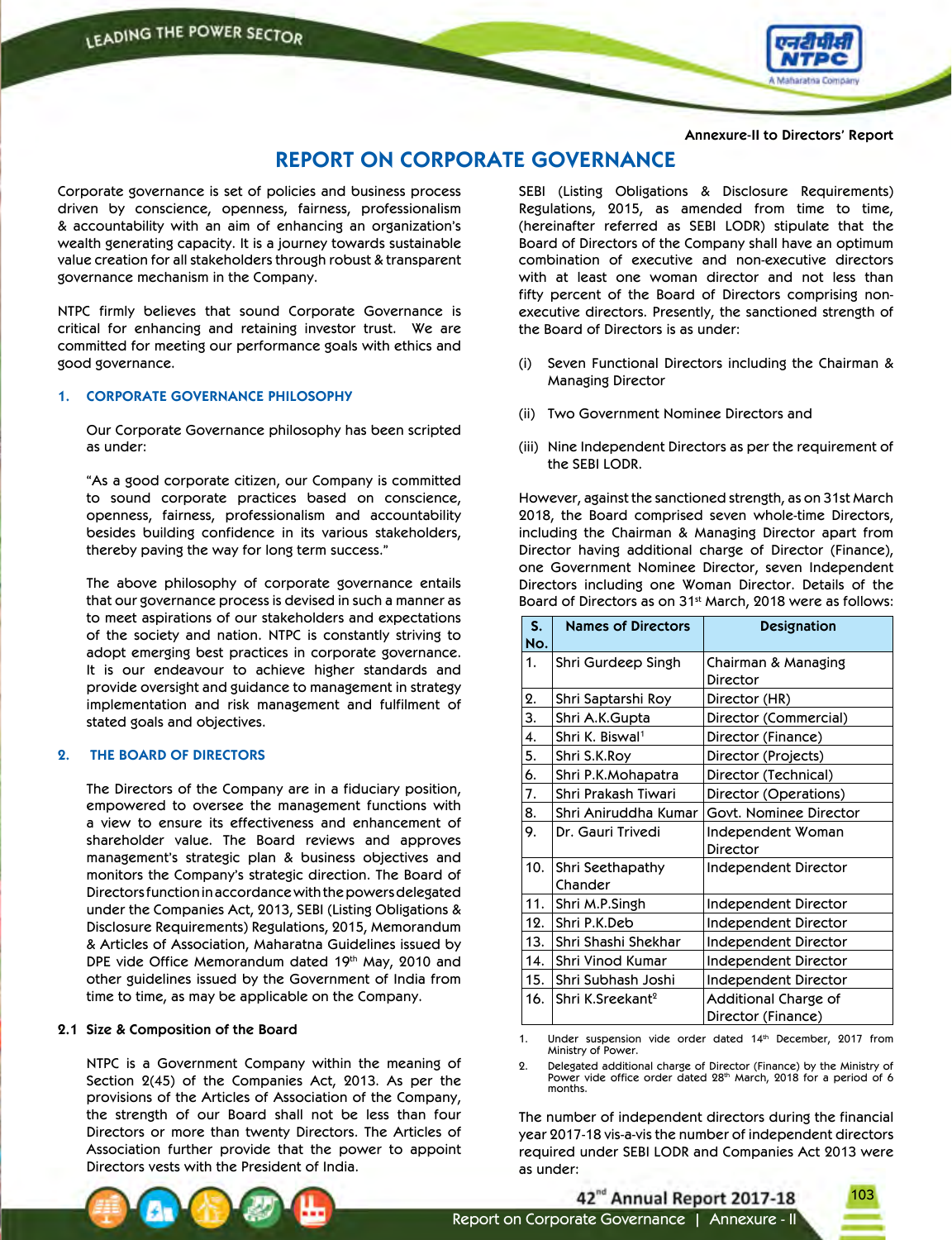Annexure-II to Directors' Report

# REPORT ON CORPORATE GOVERNANCE

Corporate governance is set of policies and business process driven by conscience, openness, fairness, professionalism & accountability with an aim of enhancing an organization's wealth generating capacity. It is a journey towards sustainable value creation for all stakeholders through robust & transparent governance mechanism in the Company.

NTPC firmly believes that sound Corporate Governance is critical for enhancing and retaining investor trust. We are committed for meeting our performance goals with ethics and good governance.

## 1. CORPORATE GOVERNANCE PHILOSOPHY

Our Corporate Governance philosophy has been scripted as under:

"As a good corporate citizen, our Company is committed to sound corporate practices based on conscience, openness, fairness, professionalism and accountability besides building confidence in its various stakeholders, thereby paving the way for long term success."

The above philosophy of corporate governance entails that our governance process is devised in such a manner as to meet aspirations of our stakeholders and expectations of the society and nation. NTPC is constantly striving to adopt emerging best practices in corporate governance. It is our endeavour to achieve higher standards and provide oversight and guidance to management in strategy implementation and risk management and fulfilment of stated goals and objectives.

## 2. THE BOARD OF DIRECTORS

The Directors of the Company are in a fiduciary position, empowered to oversee the management functions with a view to ensure its effectiveness and enhancement of shareholder value. The Board reviews and approves management's strategic plan & business objectives and monitors the Company's strategic direction. The Board of Directors function in accordance with the powers delegated under the Companies Act, 2013, SEBI (Listing Obligations & Disclosure Requirements) Regulations, 2015, Memorandum & Articles of Association, Maharatna Guidelines issued by DPE vide Office Memorandum dated 19th May, 2010 and other guidelines issued by the Government of India from time to time, as may be applicable on the Company.

### 2.1 Size & Composition of the Board

NTPC is a Government Company within the meaning of Section 2(45) of the Companies Act, 2013. As per the provisions of the Articles of Association of the Company, the strength of our Board shall not be less than four Directors or more than twenty Directors. The Articles of Association further provide that the power to appoint Directors vests with the President of India.

SEBI (Listing Obligations & Disclosure Requirements) Regulations, 2015, as amended from time to time, (hereinafter referred as SEBI LODR) stipulate that the Board of Directors of the Company shall have an optimum combination of executive and non-executive directors with at least one woman director and not less than fifty percent of the Board of Directors comprising non-executive directors. Presently, the sanctioned strength of the Board of Directors is as under:

(i) Seven Functional Directors including the Chairman & Managing Director

(ii) Two Government Nominee Directors and

(iii) Nine Independent Directors as per the requirement of the SEBI LODR.

However, against the sanctioned strength, as on 31st March 2018, the Board comprised seven whole-time Directors, including the Chairman & Managing Director apart from Director having additional charge of Director (Finance), one Government Nominee Director, seven Independent Directors including one Woman Director. Details of the Board of Directors as on 31st March, 2018 were as follows:

| S. No. | Names of Directors | Designation |
|---|---|---|
| 1. | Shri Gurdeep Singh | Chairman & Managing Director |
| 2. | Shri Saptarshi Roy | Director (HR) |
| 3. | Shri A.K.Gupta | Director (Commercial) |
| 4. | Shri K. Biswal[1] | Director (Finance) |
| 5. | Shri S.K.Roy | Director (Projects) |
| 6. | Shri P.K.Mohapatra | Director (Technical) |
| 7. | Shri Prakash Tiwari | Director (Operations) |
| 8. | Shri Aniruddha Kumar | Govt. Nominee Director |
| 9. | Dr. Gauri Trivedi | Independent Woman Director |
| 10. | Shri Seethapathy Chander | Independent Director |
| 11. | Shri M.P.Singh | Independent Director |
| 12. | Shri P.K.Deb | Independent Director |
| 13. | Shri Shashi Shekhar | Independent Director |
| 14. | Shri Vinod Kumar | Independent Director |
| 15. | Shri Subhash Joshi | Independent Director |
| 16. | Shri K.Sreekant[2] | Additional Charge of Director (Finance) |

1. Under suspension vide order dated 14th December, 2017 from Ministry of Power.
2. Delegated additional charge of Director (Finance) by the Ministry of Power vide office order dated 28th March, 2018 for a period of 6 months.

The number of independent directors during the financial year 2017-18 vis-a-vis the number of independent directors required under SEBI LODR and Companies Act 2013 were as under: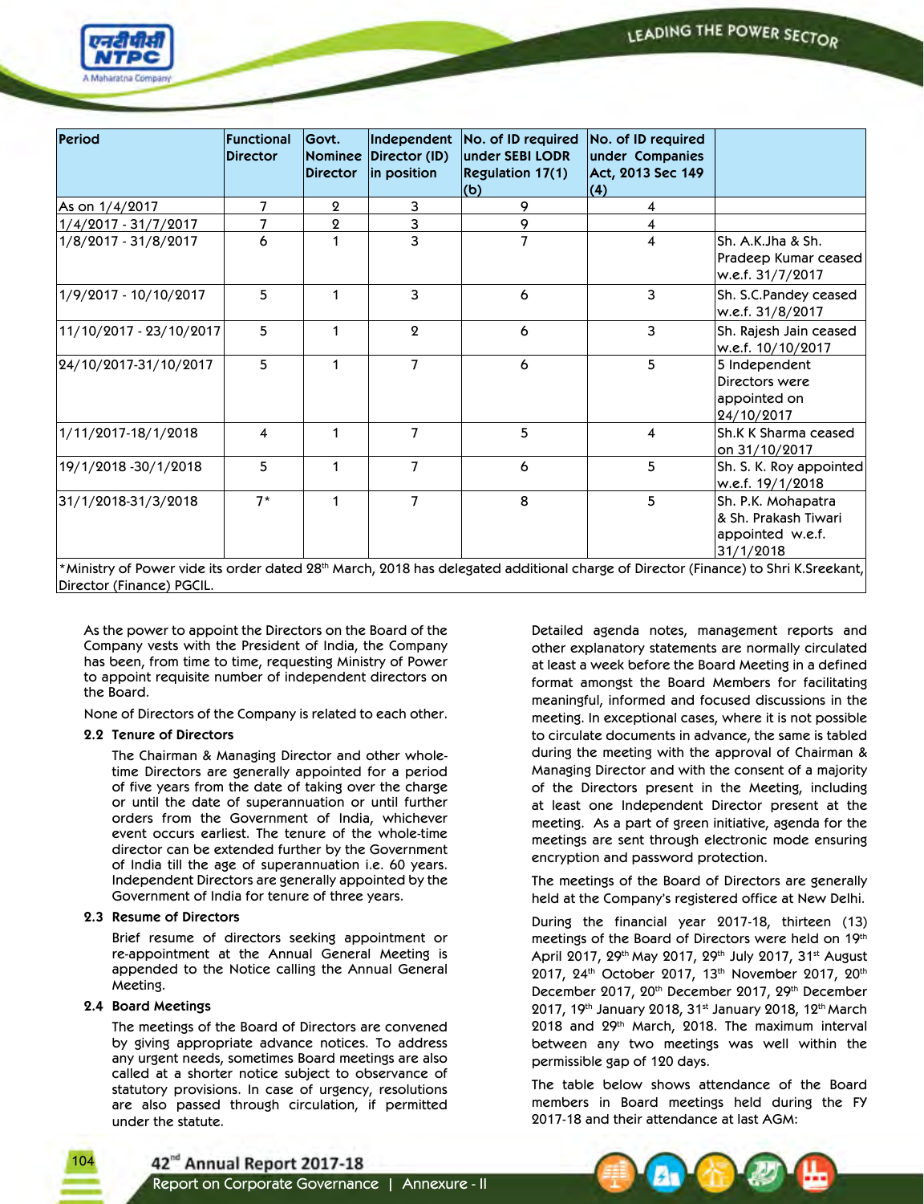| Period | Functional Director | Govt. Nominee Director | Independent Director (ID) in position | No. of ID required under SEBI LODR Regulation 17(1)(b) | No. of ID required under Companies Act, 2013 Sec 149 (4) | |
|---|---|---|---|---|---|---|
| As on 1/4/2017 | 7 | 2 | 3 | 9 | 4 | |
| 1/4/2017 - 31/7/2017 | 7 | 2 | 3 | 9 | 4 | |
| 1/8/2017 - 31/8/2017 | 6 | 1 | 3 | 7 | 4 | Sh. A.K.Jha & Sh. Pradeep Kumar ceased w.e.f. 31/7/2017 |
| 1/9/2017 - 10/10/2017 | 5 | 1 | 3 | 6 | 3 | Sh. S.C.Pandey ceased w.e.f. 31/8/2017 |
| 11/10/2017 - 23/10/2017 | 5 | 1 | 2 | 6 | 3 | Sh. Rajesh Jain ceased w.e.f. 10/10/2017 |
| 24/10/2017-31/10/2017 | 5 | 1 | 7 | 6 | 5 | 5 Independent Directors were appointed on 24/10/2017 |
| 1/11/2017-18/1/2018 | 4 | 1 | 7 | 5 | 4 | Sh.K K Sharma ceased on 31/10/2017 |
| 19/1/2018 -30/1/2018 | 5 | 1 | 7 | 6 | 5 | Sh. S. K. Roy appointed w.e.f. 19/1/2018 |
| 31/1/2018-31/3/2018 | 7* | 1 | 7 | 8 | 5 | Sh. P.K. Mohapatra & Sh. Prakash Tiwari appointed w.e.f. 31/1/2018 |

*Ministry of Power vide its order dated 28th March, 2018 has delegated additional charge of Director (Finance) to Shri K.Sreekant, Director (Finance) PGCIL.

As the power to appoint the Directors on the Board of the Company vests with the President of India, the Company has been, from time to time, requesting Ministry of Power to appoint requisite number of independent directors on the Board.

None of Directors of the Company is related to each other.

### 2.2 Tenure of Directors

The Chairman & Managing Director and other whole-time Directors are generally appointed for a period of five years from the date of taking over the charge or until the date of superannuation or until further orders from the Government of India, whichever event occurs earliest. The tenure of the whole-time director can be extended further by the Government of India till the age of superannuation i.e. 60 years. Independent Directors are generally appointed by the Government of India for tenure of three years.

### 2.3 Resume of Directors

Brief resume of directors seeking appointment or re-appointment at the Annual General Meeting is appended to the Notice calling the Annual General Meeting.

### 2.4 Board Meetings

The meetings of the Board of Directors are convened by giving appropriate advance notices. To address any urgent needs, sometimes Board meetings are also called at a shorter notice subject to observance of statutory provisions. In case of urgency, resolutions are also passed through circulation, if permitted under the statute.

Detailed agenda notes, management reports and other explanatory statements are normally circulated at least a week before the Board Meeting in a defined format amongst the Board Members for facilitating meaningful, informed and focused discussions in the meeting. In exceptional cases, where it is not possible to circulate documents in advance, the same is tabled during the meeting with the approval of Chairman & Managing Director and with the consent of a majority of the Directors present in the Meeting, including at least one Independent Director present at the meeting. As a part of green initiative, agenda for the meetings are sent through electronic mode ensuring encryption and password protection.

The meetings of the Board of Directors are generally held at the Company's registered office at New Delhi.

During the financial year 2017-18, thirteen (13) meetings of the Board of Directors were held on 19th April 2017, 29th May 2017, 29th July 2017, 31st August 2017, 24th October 2017, 13th November 2017, 20th December 2017, 20th December 2017, 29th December 2017, 19th January 2018, 31st January 2018, 12th March 2018 and 29th March, 2018. The maximum interval between any two meetings was well within the permissible gap of 120 days.

The table below shows attendance of the Board members in Board meetings held during the FY 2017-18 and their attendance at last AGM: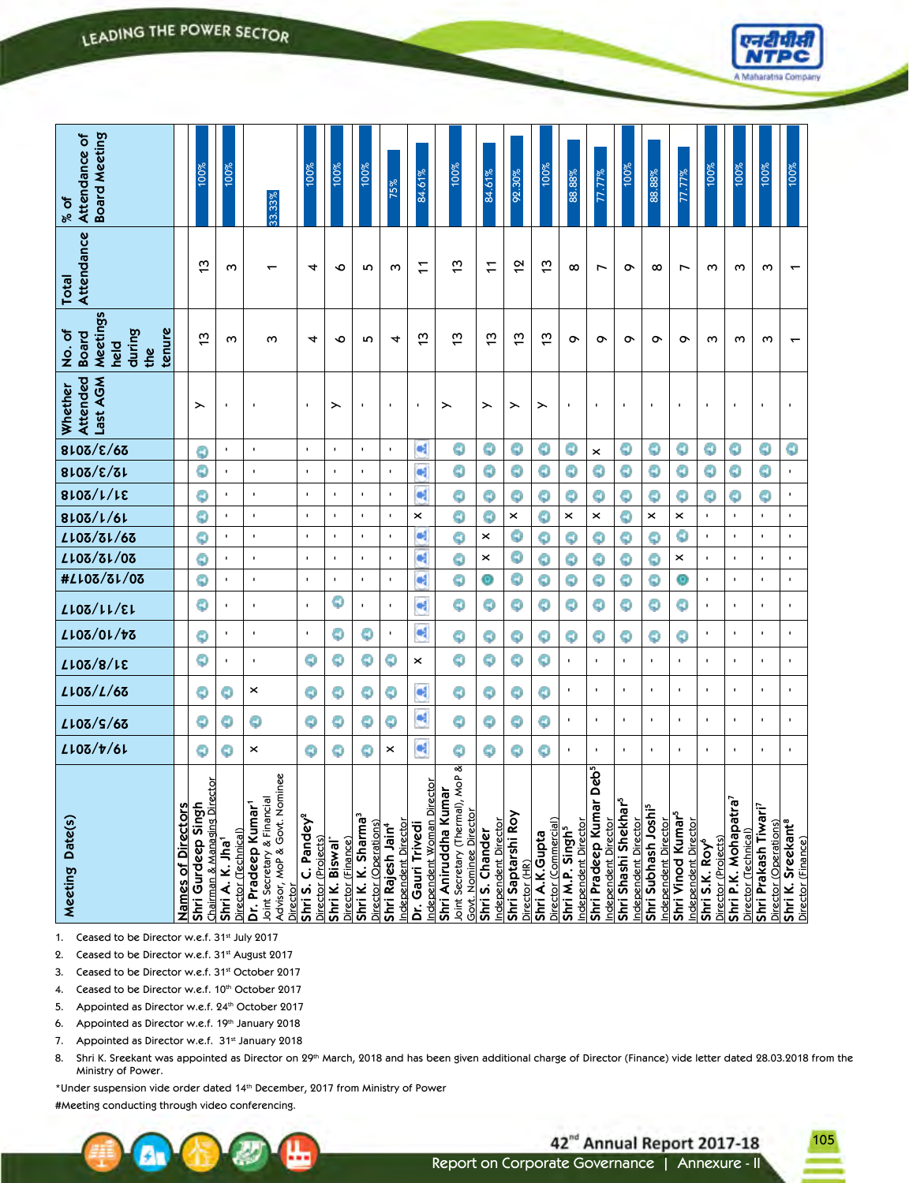| Meeting Date(s) / Names of Directors | 19/4/2017 | 29/5/2017 | 29/7/2017 | 31/8/2017 | 24/10/2017 | 13/11/2017 | 20/12/2017# | 20/12/2017 | 29/12/2017 | 19/1/2018 | 31/1/2018 | 17/3/2018 | 29/3/2018 | Whether Attended Last AGM | No. of Board Meetings held during the tenure | Total Attendance | % of Attendance of Board Meeting |
|---|---|---|---|---|---|---|---|---|---|---|---|---|---|---|---|---|---|
| Shri Gurdeep Singh, Chairman & Managing Director | ✓ | ✓ | ✓ | ✓ | ✓ | ✓ | ✓ | ✓ | ✓ | ✓ | ✓ | ✓ | ✓ | Y | 13 | 13 | 100% |
| Shri A. K. Jha[1], Director (Technical) | ✓ | ✓ | ✓ | - | - | - | - | - | - | - | - | - | - | - | 3 | 3 | 100% |
| Dr. Pradeep Kumar[1], Joint Secretary & Financial Advisor, MoP & Govt. Nominee Director | × | ✓ | × | - | - | - | - | - | - | - | - | - | - | - | 3 | 1 | 33.33% |
| Shri S. C. Pandey[2], Director (Projects) | ✓ | ✓ | ✓ | ✓ | - | - | - | - | - | - | - | - | - | - | 4 | 4 | 100% |
| Shri K. Biswal*, Director (Finance) | ✓ | ✓ | ✓ | ✓ | ✓ | ✓ | - | - | - | - | - | - | - | Y | 6 | 6 | 100% |
| Shri K. K. Sharma[3], Director (Operations) | ✓ | ✓ | ✓ | ✓ | ✓ | - | - | - | - | - | - | - | - | - | 5 | 5 | 100% |
| Shri Rajesh Jain[4], Independent Director | × | ✓ | ✓ | ✓ | - | - | - | - | - | - | - | - | - | - | 4 | 3 | 75% |
| Dr. Gauri Trivedi, Independent Woman Director | ✓ | ✓ | ✓ | × | ✓ | ✓ | ✓ | ✓ | ✓ | × | ✓ | ✓ | ✓ | - | 13 | 11 | 84.61% |
| Shri Aniruddha Kumar, Joint Secretary (Thermal), MoP & Govt. Nominee Director | ✓ | ✓ | ✓ | ✓ | ✓ | ✓ | ✓ | ✓ | ✓ | ✓ | ✓ | ✓ | ✓ | Y | 13 | 13 | 100% |
| Shri S. Chander, Independent Director | ✓ | ✓ | ✓ | ✓ | ✓ | ✓ | ✓ | × | × | ✓ | ✓ | ✓ | ✓ | Y | 13 | 11 | 84.61% |
| Shri Saptarshi Roy, Director (HR) | ✓ | ✓ | ✓ | ✓ | ✓ | ✓ | ✓ | ✓ | ✓ | × | ✓ | ✓ | ✓ | Y | 13 | 12 | 92.30% |
| Shri A.K.Gupta, Director (Commercial) | ✓ | ✓ | ✓ | ✓ | ✓ | ✓ | ✓ | ✓ | ✓ | ✓ | ✓ | ✓ | ✓ | Y | 13 | 13 | 100% |
| Shri M.P. Singh[5], Independent Director | - | - | - | - | ✓ | ✓ | ✓ | ✓ | ✓ | × | ✓ | ✓ | ✓ | - | 9 | 8 | 88.88% |
| Shri Pradeep Kumar Deb[5], Independent Director | - | - | - | - | ✓ | ✓ | ✓ | ✓ | ✓ | × | ✓ | ✓ | × | - | 9 | 7 | 77.77% |
| Shri Shashi Shekhar[5], Independent Director | - | - | - | - | ✓ | ✓ | ✓ | ✓ | ✓ | ✓ | ✓ | ✓ | ✓ | - | 9 | 9 | 100% |
| Shri Subhash Joshi[5], Independent Director | - | - | - | - | ✓ | ✓ | ✓ | ✓ | ✓ | × | ✓ | ✓ | ✓ | - | 9 | 8 | 88.88% |
| Shri Vinod Kumar[5], Independent Director | - | - | - | - | ✓ | ✓ | ✓ | × | ✓ | × | ✓ | ✓ | ✓ | - | 9 | 7 | 77.77% |
| Shri S.K. Roy[6], Director (Projects) | - | - | - | - | - | - | - | - | - | - | ✓ | ✓ | ✓ | - | 3 | 3 | 100% |
| Shri P.K. Mohapatra[7], Director (Technical) | - | - | - | - | - | - | - | - | - | - | ✓ | ✓ | ✓ | - | 3 | 3 | 100% |
| Shri Prakash Tiwari[7], Director (Operations) | - | - | - | - | - | - | - | - | - | - | ✓ | ✓ | ✓ | - | 3 | 3 | 100% |
| Shri K. Sreekant[8], Director (Finance) | - | - | - | - | - | - | - | - | - | - | - | - | ✓ | - | 1 | 1 | 100% |

1. Ceased to be Director w.e.f. 31st July 2017
2. Ceased to be Director w.e.f. 31st August 2017
3. Ceased to be Director w.e.f. 31st October 2017
4. Ceased to be Director w.e.f. 10th October 2017
5. Appointed as Director w.e.f. 24th October 2017
6. Appointed as Director w.e.f. 19th January 2018
7. Appointed as Director w.e.f. 31st January 2018
8. Shri K. Sreekant was appointed as Director on 29th March, 2018 and has been given additional charge of Director (Finance) vide letter dated 28.03.2018 from the Ministry of Power.

*Under suspension vide order dated 14th December, 2017 from Ministry of Power

#Meeting conducting through video conferencing.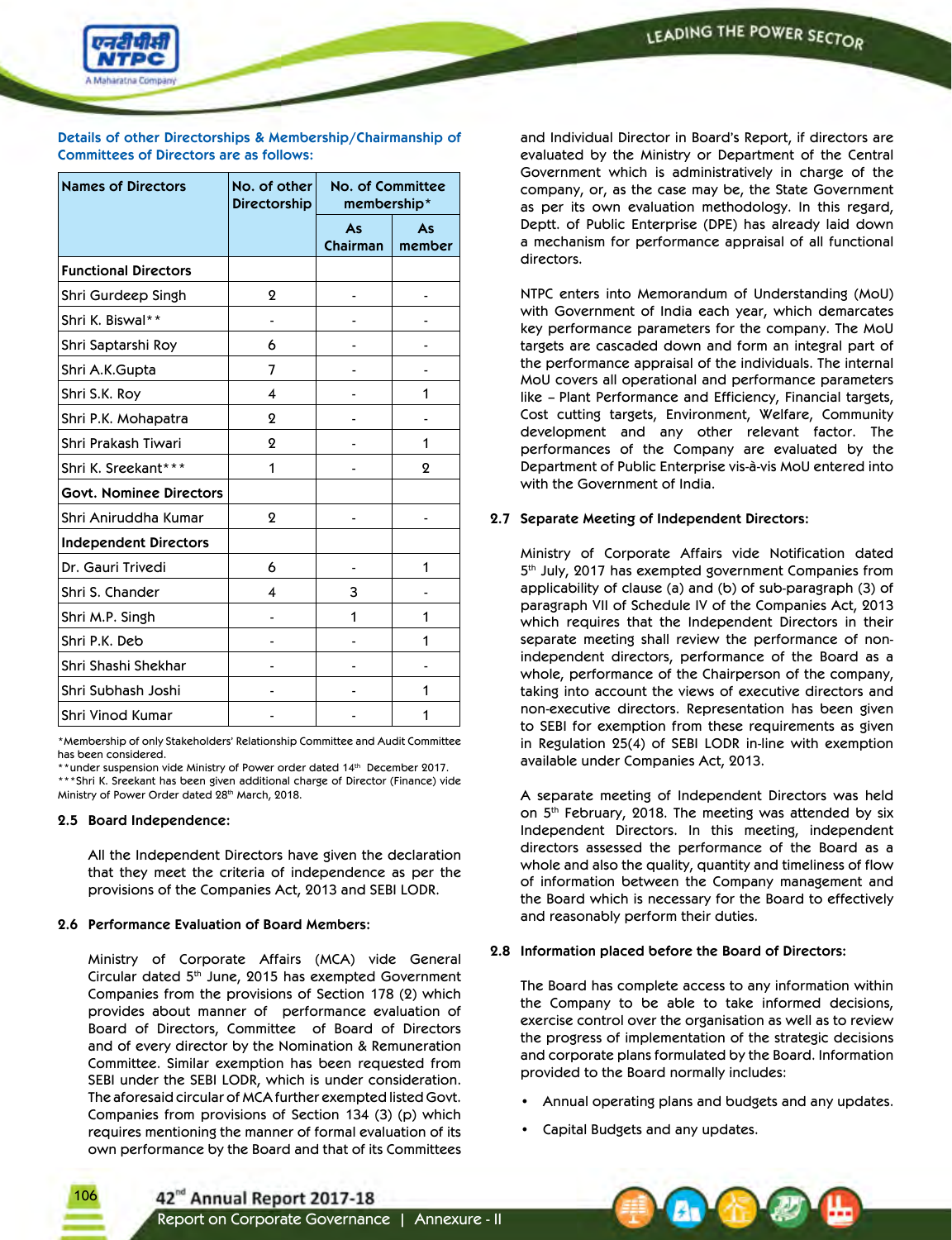**Details of other Directorships & Membership/Chairmanship of Committees of Directors are as follows:**

| Names of Directors | No. of other Directorship | No. of Committee membership* | |
|---|---|---|---|
| | | As Chairman | As member |
| **Functional Directors** | | | |
| Shri Gurdeep Singh | 2 | - | - |
| Shri K. Biswal** | - | - | - |
| Shri Saptarshi Roy | 6 | - | - |
| Shri A.K.Gupta | 7 | - | - |
| Shri S.K. Roy | 4 | - | 1 |
| Shri P.K. Mohapatra | 2 | - | - |
| Shri Prakash Tiwari | 2 | - | 1 |
| Shri K. Sreekant*** | 1 | - | 2 |
| **Govt. Nominee Directors** | | | |
| Shri Aniruddha Kumar | 2 | - | - |
| **Independent Directors** | | | |
| Dr. Gauri Trivedi | 6 | - | 1 |
| Shri S. Chander | 4 | 3 | - |
| Shri M.P. Singh | - | 1 | 1 |
| Shri P.K. Deb | - | - | 1 |
| Shri Shashi Shekhar | - | - | - |
| Shri Subhash Joshi | - | - | 1 |
| Shri Vinod Kumar | - | - | 1 |

*Membership of only Stakeholders' Relationship Committee and Audit Committee has been considered.

**under suspension vide Ministry of Power order dated 14th December 2017.

***Shri K. Sreekant has been given additional charge of Director (Finance) vide Ministry of Power Order dated 28th March, 2018.

### 2.5 Board Independence:

All the Independent Directors have given the declaration that they meet the criteria of independence as per the provisions of the Companies Act, 2013 and SEBI LODR.

### 2.6 Performance Evaluation of Board Members:

Ministry of Corporate Affairs (MCA) vide General Circular dated 5th June, 2015 has exempted Government Companies from the provisions of Section 178 (2) which provides about manner of performance evaluation of Board of Directors, Committee of Board of Directors and of every director by the Nomination & Remuneration Committee. Similar exemption has been requested from SEBI under the SEBI LODR, which is under consideration. The aforesaid circular of MCA further exempted listed Govt. Companies from provisions of Section 134 (3) (p) which requires mentioning the manner of formal evaluation of its own performance by the Board and that of its Committees and Individual Director in Board's Report, if directors are evaluated by the Ministry or Department of the Central Government which is administratively in charge of the company, or, as the case may be, the State Government as per its own evaluation methodology. In this regard, Deptt. of Public Enterprise (DPE) has already laid down a mechanism for performance appraisal of all functional directors.

NTPC enters into Memorandum of Understanding (MoU) with Government of India each year, which demarcates key performance parameters for the company. The MoU targets are cascaded down and form an integral part of the performance appraisal of the individuals. The internal MoU covers all operational and performance parameters like – Plant Performance and Efficiency, Financial targets, Cost cutting targets, Environment, Welfare, Community development and any other relevant factor. The performances of the Company are evaluated by the Department of Public Enterprise vis-à-vis MoU entered into with the Government of India.

### 2.7 Separate Meeting of Independent Directors:

Ministry of Corporate Affairs vide Notification dated 5th July, 2017 has exempted government Companies from applicability of clause (a) and (b) of sub-paragraph (3) of paragraph VII of Schedule IV of the Companies Act, 2013 which requires that the Independent Directors in their separate meeting shall review the performance of non-independent directors, performance of the Board as a whole, performance of the Chairperson of the company, taking into account the views of executive directors and non-executive directors. Representation has been given to SEBI for exemption from these requirements as given in Regulation 25(4) of SEBI LODR in-line with exemption available under Companies Act, 2013.

A separate meeting of Independent Directors was held on 5th February, 2018. The meeting was attended by six Independent Directors. In this meeting, independent directors assessed the performance of the Board as a whole and also the quality, quantity and timeliness of flow of information between the Company management and the Board which is necessary for the Board to effectively and reasonably perform their duties.

### 2.8 Information placed before the Board of Directors:

The Board has complete access to any information within the Company to be able to take informed decisions, exercise control over the organisation as well as to review the progress of implementation of the strategic decisions and corporate plans formulated by the Board. Information provided to the Board normally includes:

- Annual operating plans and budgets and any updates.
- Capital Budgets and any updates.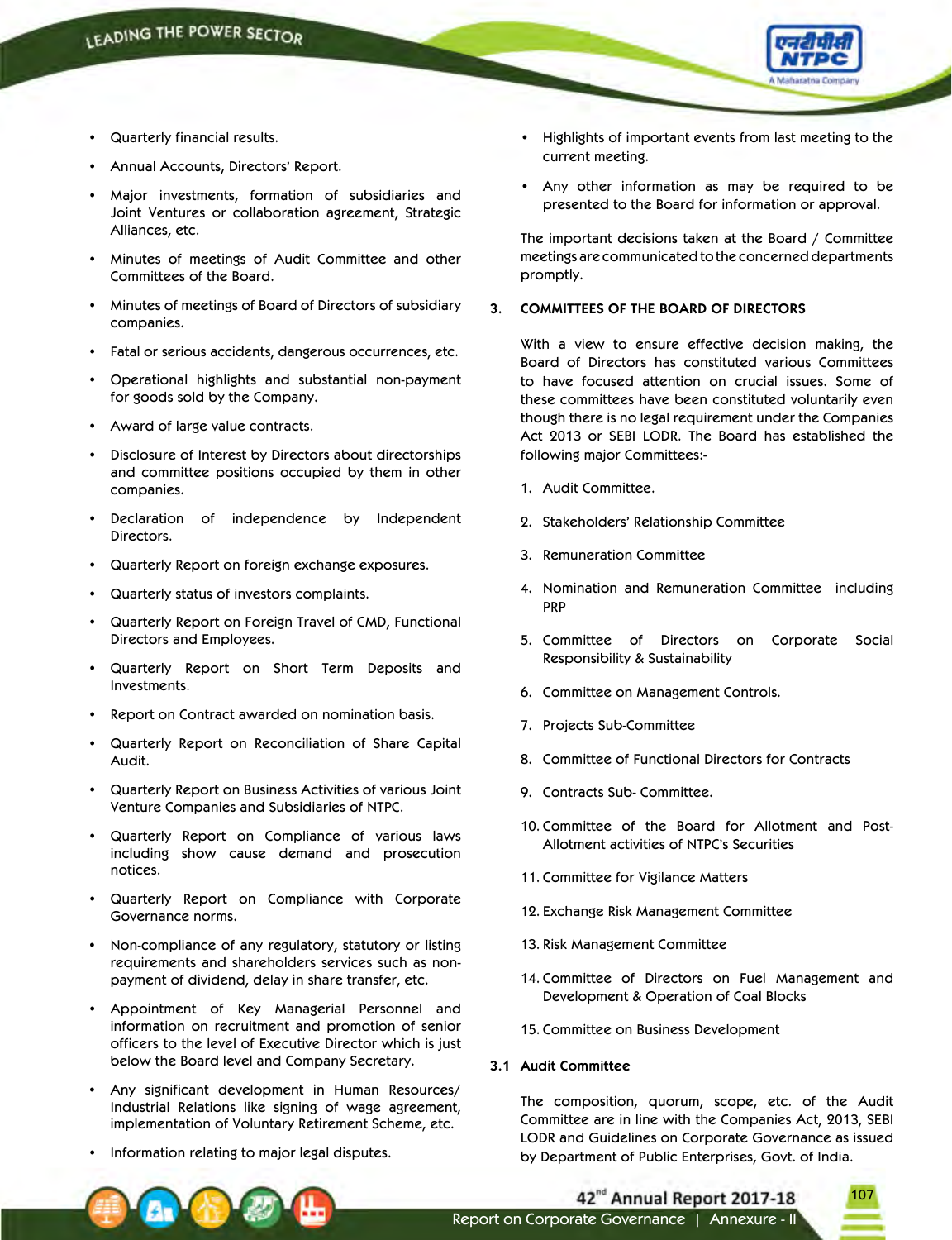- Quarterly financial results.
- Annual Accounts, Directors' Report.
- Major investments, formation of subsidiaries and Joint Ventures or collaboration agreement, Strategic Alliances, etc.
- Minutes of meetings of Audit Committee and other Committees of the Board.
- Minutes of meetings of Board of Directors of subsidiary companies.
- Fatal or serious accidents, dangerous occurrences, etc.
- Operational highlights and substantial non-payment for goods sold by the Company.
- Award of large value contracts.
- Disclosure of Interest by Directors about directorships and committee positions occupied by them in other companies.
- Declaration of independence by Independent Directors.
- Quarterly Report on foreign exchange exposures.
- Quarterly status of investors complaints.
- Quarterly Report on Foreign Travel of CMD, Functional Directors and Employees.
- Quarterly Report on Short Term Deposits and Investments.
- Report on Contract awarded on nomination basis.
- Quarterly Report on Reconciliation of Share Capital Audit.
- Quarterly Report on Business Activities of various Joint Venture Companies and Subsidiaries of NTPC.
- Quarterly Report on Compliance of various laws including show cause demand and prosecution notices.
- Quarterly Report on Compliance with Corporate Governance norms.
- Non-compliance of any regulatory, statutory or listing requirements and shareholders services such as non-payment of dividend, delay in share transfer, etc.
- Appointment of Key Managerial Personnel and information on recruitment and promotion of senior officers to the level of Executive Director which is just below the Board level and Company Secretary.
- Any significant development in Human Resources/ Industrial Relations like signing of wage agreement, implementation of Voluntary Retirement Scheme, etc.
- Information relating to major legal disputes.
- Highlights of important events from last meeting to the current meeting.
- Any other information as may be required to be presented to the Board for information or approval.

The important decisions taken at the Board / Committee meetings are communicated to the concerned departments promptly.

## 3. COMMITTEES OF THE BOARD OF DIRECTORS

With a view to ensure effective decision making, the Board of Directors has constituted various Committees to have focused attention on crucial issues. Some of these committees have been constituted voluntarily even though there is no legal requirement under the Companies Act 2013 or SEBI LODR. The Board has established the following major Committees:-

1. Audit Committee.
2. Stakeholders' Relationship Committee
3. Remuneration Committee
4. Nomination and Remuneration Committee including PRP
5. Committee of Directors on Corporate Social Responsibility & Sustainability
6. Committee on Management Controls.
7. Projects Sub-Committee
8. Committee of Functional Directors for Contracts
9. Contracts Sub- Committee.
10. Committee of the Board for Allotment and Post-Allotment activities of NTPC's Securities
11. Committee for Vigilance Matters
12. Exchange Risk Management Committee
13. Risk Management Committee
14. Committee of Directors on Fuel Management and Development & Operation of Coal Blocks
15. Committee on Business Development

### 3.1 Audit Committee

The composition, quorum, scope, etc. of the Audit Committee are in line with the Companies Act, 2013, SEBI LODR and Guidelines on Corporate Governance as issued by Department of Public Enterprises, Govt. of India.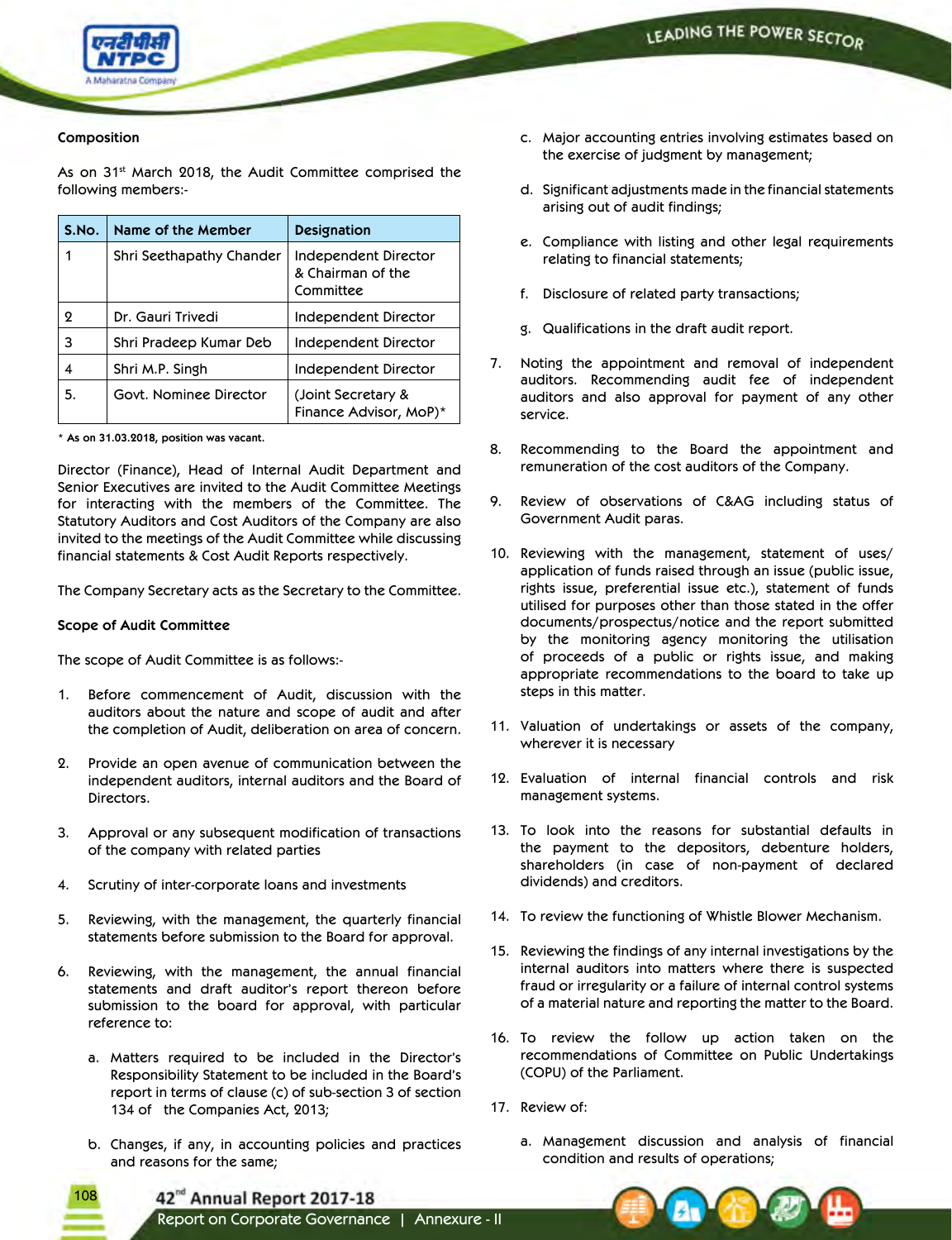**Composition**

As on 31st March 2018, the Audit Committee comprised the following members:-

| S.No. | Name of the Member | Designation |
|---|---|---|
| 1 | Shri Seethapathy Chander | Independent Director & Chairman of the Committee |
| 2 | Dr. Gauri Trivedi | Independent Director |
| 3 | Shri Pradeep Kumar Deb | Independent Director |
| 4 | Shri M.P. Singh | Independent Director |
| 5. | Govt. Nominee Director | (Joint Secretary & Finance Advisor, MoP)* |

\* As on 31.03.2018, position was vacant.

Director (Finance), Head of Internal Audit Department and Senior Executives are invited to the Audit Committee Meetings for interacting with the members of the Committee. The Statutory Auditors and Cost Auditors of the Company are also invited to the meetings of the Audit Committee while discussing financial statements & Cost Audit Reports respectively.

The Company Secretary acts as the Secretary to the Committee.

**Scope of Audit Committee**

The scope of Audit Committee is as follows:-

1. Before commencement of Audit, discussion with the auditors about the nature and scope of audit and after the completion of Audit, deliberation on area of concern.
2. Provide an open avenue of communication between the independent auditors, internal auditors and the Board of Directors.
3. Approval or any subsequent modification of transactions of the company with related parties
4. Scrutiny of inter-corporate loans and investments
5. Reviewing, with the management, the quarterly financial statements before submission to the Board for approval.
6. Reviewing, with the management, the annual financial statements and draft auditor's report thereon before submission to the board for approval, with particular reference to:
   a. Matters required to be included in the Director's Responsibility Statement to be included in the Board's report in terms of clause (c) of sub-section 3 of section 134 of the Companies Act, 2013;
   b. Changes, if any, in accounting policies and practices and reasons for the same;
   c. Major accounting entries involving estimates based on the exercise of judgment by management;
   d. Significant adjustments made in the financial statements arising out of audit findings;
   e. Compliance with listing and other legal requirements relating to financial statements;
   f. Disclosure of related party transactions;
   g. Qualifications in the draft audit report.
7. Noting the appointment and removal of independent auditors. Recommending audit fee of independent auditors and also approval for payment of any other service.
8. Recommending to the Board the appointment and remuneration of the cost auditors of the Company.
9. Review of observations of C&AG including status of Government Audit paras.
10. Reviewing with the management, statement of uses/application of funds raised through an issue (public issue, rights issue, preferential issue etc.), statement of funds utilised for purposes other than those stated in the offer documents/prospectus/notice and the report submitted by the monitoring agency monitoring the utilisation of proceeds of a public or rights issue, and making appropriate recommendations to the board to take up steps in this matter.
11. Valuation of undertakings or assets of the company, wherever it is necessary
12. Evaluation of internal financial controls and risk management systems.
13. To look into the reasons for substantial defaults in the payment to the depositors, debenture holders, shareholders (in case of non-payment of declared dividends) and creditors.
14. To review the functioning of Whistle Blower Mechanism.
15. Reviewing the findings of any internal investigations by the internal auditors into matters where there is suspected fraud or irregularity or a failure of internal control systems of a material nature and reporting the matter to the Board.
16. To review the follow up action taken on the recommendations of Committee on Public Undertakings (COPU) of the Parliament.
17. Review of:
    a. Management discussion and analysis of financial condition and results of operations;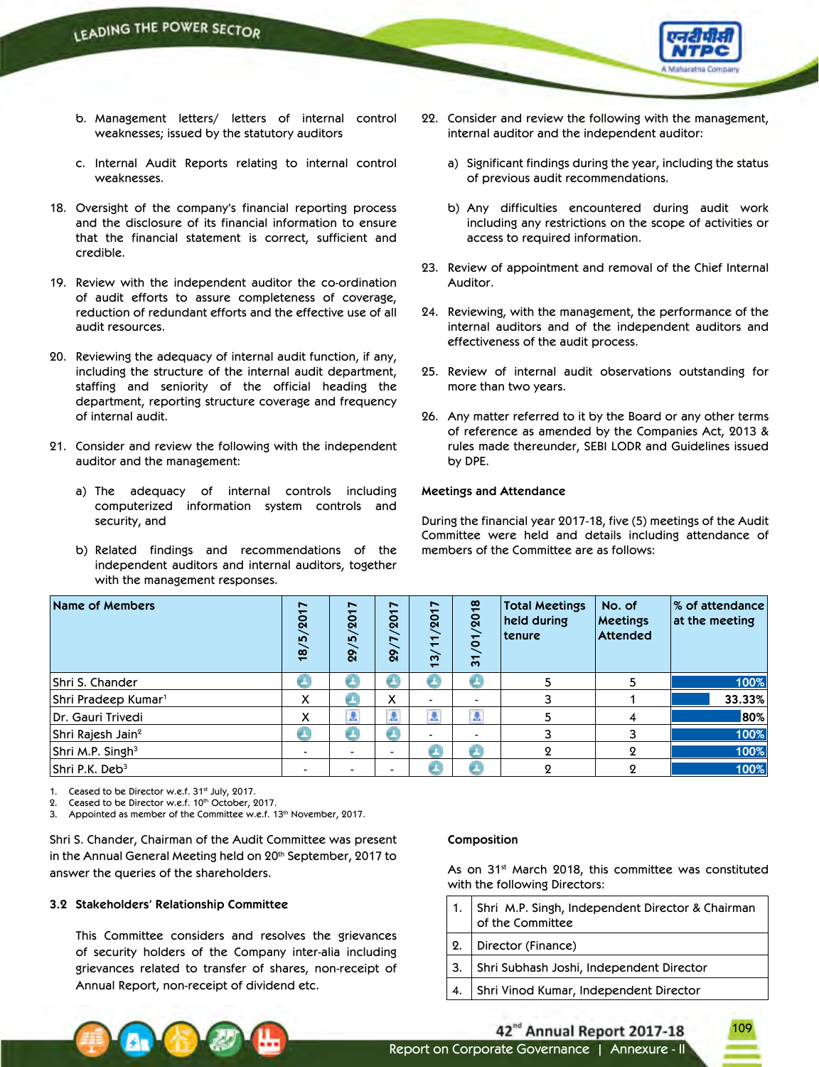b. Management letters/ letters of internal control weaknesses; issued by the statutory auditors

c. Internal Audit Reports relating to internal control weaknesses.

18. Oversight of the company's financial reporting process and the disclosure of its financial information to ensure that the financial statement is correct, sufficient and credible.

19. Review with the independent auditor the co-ordination of audit efforts to assure completeness of coverage, reduction of redundant efforts and the effective use of all audit resources.

20. Reviewing the adequacy of internal audit function, if any, including the structure of the internal audit department, staffing and seniority of the official heading the department, reporting structure coverage and frequency of internal audit.

21. Consider and review the following with the independent auditor and the management:

    a) The adequacy of internal controls including computerized information system controls and security, and

    b) Related findings and recommendations of the independent auditors and internal auditors, together with the management responses.

22. Consider and review the following with the management, internal auditor and the independent auditor:

    a) Significant findings during the year, including the status of previous audit recommendations.

    b) Any difficulties encountered during audit work including any restrictions on the scope of activities or access to required information.

23. Review of appointment and removal of the Chief Internal Auditor.

24. Reviewing, with the management, the performance of the internal auditors and of the independent auditors and effectiveness of the audit process.

25. Review of internal audit observations outstanding for more than two years.

26. Any matter referred to it by the Board or any other terms of reference as amended by the Companies Act, 2013 & rules made thereunder, SEBI LODR and Guidelines issued by DPE.

**Meetings and Attendance**

During the financial year 2017-18, five (5) meetings of the Audit Committee were held and details including attendance of members of the Committee are as follows:

| Name of Members | 18/5/2017 | 29/5/2017 | 29/7/2017 | 13/11/2017 | 31/01/2018 | Total Meetings held during tenure | No. of Meetings Attended | % of attendance at the meeting |
|---|---|---|---|---|---|---|---|---|
| Shri S. Chander | ✓ | ✓ | ✓ | ✓ | ✓ | 5 | 5 | 100% |
| Shri Pradeep Kumar[1] | X | ✓ | X | - | - | 3 | 1 | 33.33% |
| Dr. Gauri Trivedi | X | ✓ | ✓ | ✓ | ✓ | 5 | 4 | 80% |
| Shri Rajesh Jain[2] | ✓ | ✓ | ✓ | - | - | 3 | 3 | 100% |
| Shri M.P. Singh[3] | - | - | - | ✓ | ✓ | 2 | 2 | 100% |
| Shri P.K. Deb[3] | - | - | - | ✓ | ✓ | 2 | 2 | 100% |

1. Ceased to be Director w.e.f. 31st July, 2017.
2. Ceased to be Director w.e.f. 10th October, 2017.
3. Appointed as member of the Committee w.e.f. 13th November, 2017.

Shri S. Chander, Chairman of the Audit Committee was present in the Annual General Meeting held on 20th September, 2017 to answer the queries of the shareholders.

### 3.2 Stakeholders' Relationship Committee

This Committee considers and resolves the grievances of security holders of the Company inter-alia including grievances related to transfer of shares, non-receipt of Annual Report, non-receipt of dividend etc.

**Composition**

As on 31st March 2018, this committee was constituted with the following Directors:

| | |
|---|---|
| 1. | Shri M.P. Singh, Independent Director & Chairman of the Committee |
| 2. | Director (Finance) |
| 3. | Shri Subhash Joshi, Independent Director |
| 4. | Shri Vinod Kumar, Independent Director |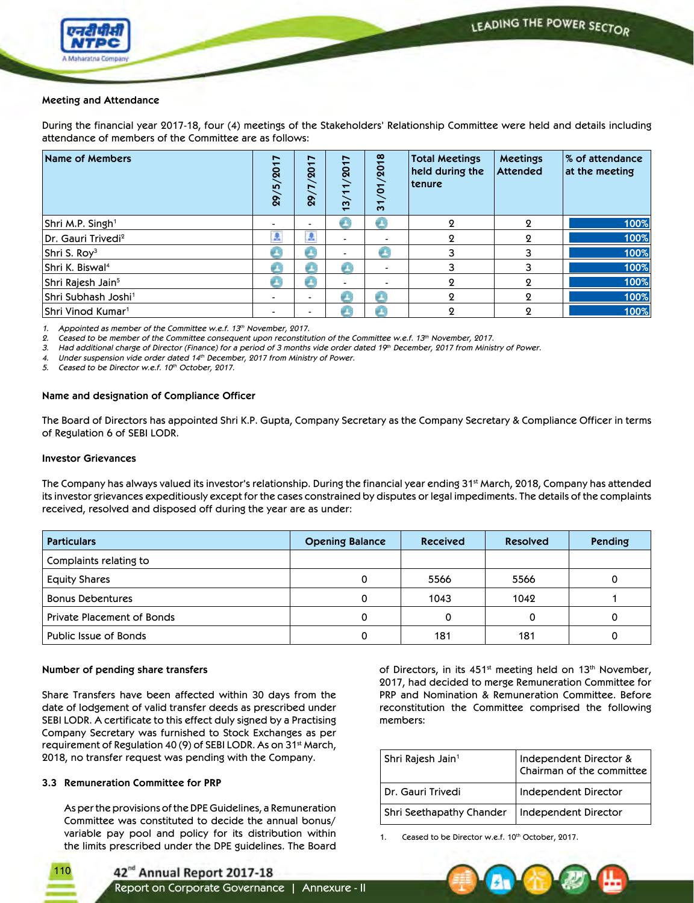#### Meeting and Attendance

During the financial year 2017-18, four (4) meetings of the Stakeholders' Relationship Committee were held and details including attendance of members of the Committee are as follows:

| Name of Members | 29/5/2017 | 29/7/2017 | 13/11/2017 | 31/01/2018 | Total Meetings held during the tenure | Meetings Attended | % of attendance at the meeting |
|---|---|---|---|---|---|---|---|
| Shri M.P. Singh[1] | - | - | ✓ | ✓ | 2 | 2 | 100% |
| Dr. Gauri Trivedi[2] | ✓ | ✓ | - | - | 2 | 2 | 100% |
| Shri S. Roy[3] | ✓ | ✓ | - | ✓ | 3 | 3 | 100% |
| Shri K. Biswal[4] | ✓ | ✓ | ✓ | - | 3 | 3 | 100% |
| Shri Rajesh Jain[5] | ✓ | ✓ | - | - | 2 | 2 | 100% |
| Shri Subhash Joshi[1] | - | - | ✓ | ✓ | 2 | 2 | 100% |
| Shri Vinod Kumar[1] | - | - | ✓ | ✓ | 2 | 2 | 100% |

1. *Appointed as member of the Committee w.e.f. 13th November, 2017.*
2. *Ceased to be member of the Committee consequent upon reconstitution of the Committee w.e.f. 13th November, 2017.*
3. *Had additional charge of Director (Finance) for a period of 3 months vide order dated 19th December, 2017 from Ministry of Power.*
4. *Under suspension vide order dated 14th December, 2017 from Ministry of Power.*
5. *Ceased to be Director w.e.f. 10th October, 2017.*

#### Name and designation of Compliance Officer

The Board of Directors has appointed Shri K.P. Gupta, Company Secretary as the Company Secretary & Compliance Officer in terms of Regulation 6 of SEBI LODR.

#### Investor Grievances

The Company has always valued its investor's relationship. During the financial year ending 31st March, 2018, Company has attended its investor grievances expeditiously except for the cases constrained by disputes or legal impediments. The details of the complaints received, resolved and disposed off during the year are as under:

| Particulars | Opening Balance | Received | Resolved | Pending |
|---|---|---|---|---|
| Complaints relating to | | | | |
| Equity Shares | 0 | 5566 | 5566 | 0 |
| Bonus Debentures | 0 | 1043 | 1042 | 1 |
| Private Placement of Bonds | 0 | 0 | 0 | 0 |
| Public Issue of Bonds | 0 | 181 | 181 | 0 |

#### Number of pending share transfers

Share Transfers have been affected within 30 days from the date of lodgement of valid transfer deeds as prescribed under SEBI LODR. A certificate to this effect duly signed by a Practising Company Secretary was furnished to Stock Exchanges as per requirement of Regulation 40 (9) of SEBI LODR. As on 31st March, 2018, no transfer request was pending with the Company.

### 3.3 Remuneration Committee for PRP

As per the provisions of the DPE Guidelines, a Remuneration Committee was constituted to decide the annual bonus/ variable pay pool and policy for its distribution within the limits prescribed under the DPE guidelines. The Board of Directors, in its 451st meeting held on 13th November, 2017, had decided to merge Remuneration Committee for PRP and Nomination & Remuneration Committee. Before reconstitution the Committee comprised the following members:

| | |
|---|---|
| Shri Rajesh Jain[1] | Independent Director & Chairman of the committee |
| Dr. Gauri Trivedi | Independent Director |
| Shri Seethapathy Chander | Independent Director |

1. Ceased to be Director w.e.f. 10th October, 2017.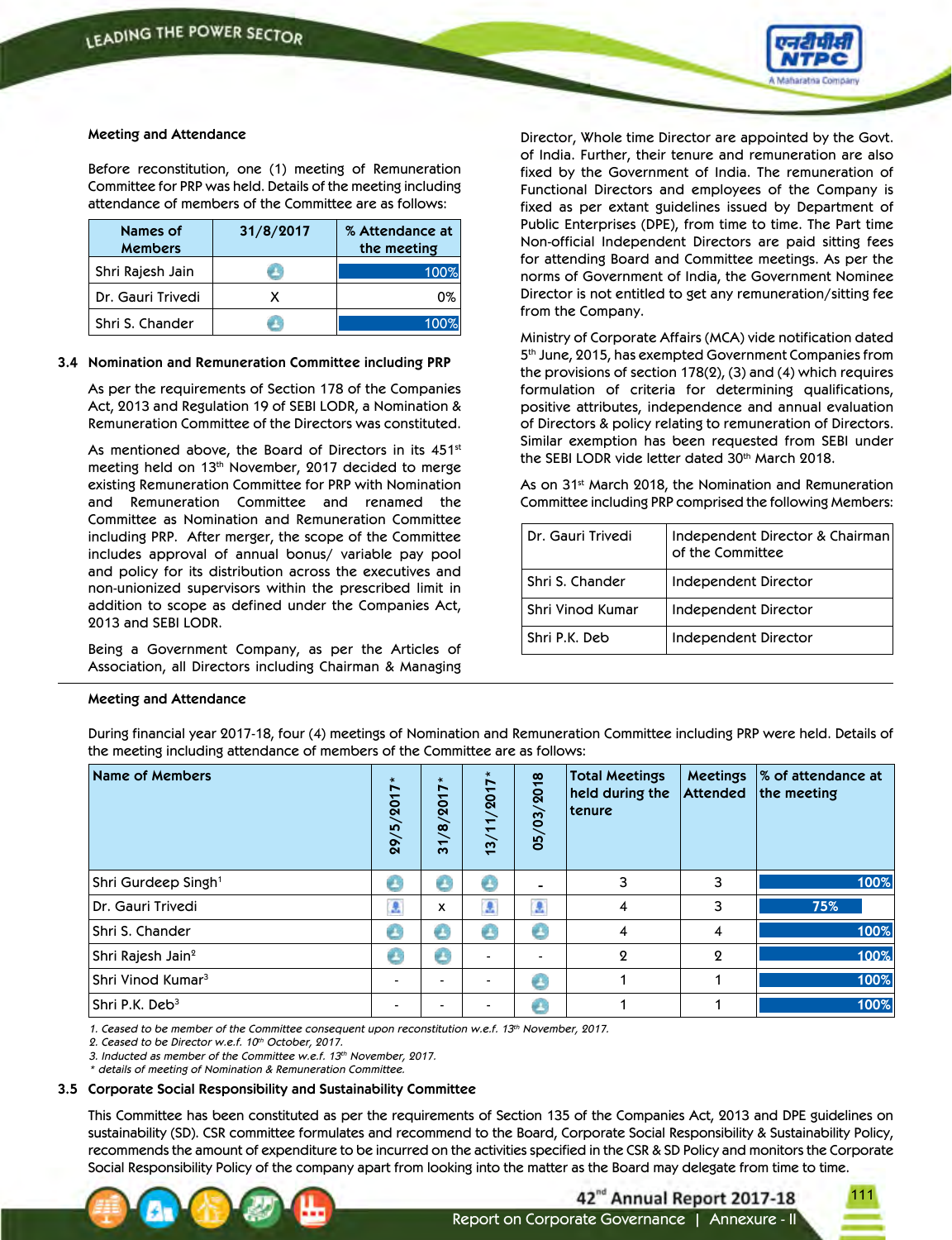**Meeting and Attendance**

Before reconstitution, one (1) meeting of Remuneration Committee for PRP was held. Details of the meeting including attendance of members of the Committee are as follows:

| Names of Members | 31/8/2017 | % Attendance at the meeting |
|---|---|---|
| Shri Rajesh Jain | ✓ | 100% |
| Dr. Gauri Trivedi | X | 0% |
| Shri S. Chander | ✓ | 100% |

**3.4 Nomination and Remuneration Committee including PRP**

As per the requirements of Section 178 of the Companies Act, 2013 and Regulation 19 of SEBI LODR, a Nomination & Remuneration Committee of the Directors was constituted.

As mentioned above, the Board of Directors in its 451[st] meeting held on 13[th] November, 2017 decided to merge existing Remuneration Committee for PRP with Nomination and Remuneration Committee and renamed the Committee as Nomination and Remuneration Committee including PRP. After merger, the scope of the Committee includes approval of annual bonus/ variable pay pool and policy for its distribution across the executives and non-unionized supervisors within the prescribed limit in addition to scope as defined under the Companies Act, 2013 and SEBI LODR.

Being a Government Company, as per the Articles of Association, all Directors including Chairman & Managing Director, Whole time Director are appointed by the Govt. of India. Further, their tenure and remuneration are also fixed by the Government of India. The remuneration of Functional Directors and employees of the Company is fixed as per extant guidelines issued by Department of Public Enterprises (DPE), from time to time. The Part time Non-official Independent Directors are paid sitting fees for attending Board and Committee meetings. As per the norms of Government of India, the Government Nominee Director is not entitled to get any remuneration/sitting fee from the Company.

Ministry of Corporate Affairs (MCA) vide notification dated 5[th] June, 2015, has exempted Government Companies from the provisions of section 178(2), (3) and (4) which requires formulation of criteria for determining qualifications, positive attributes, independence and annual evaluation of Directors & policy relating to remuneration of Directors. Similar exemption has been requested from SEBI under the SEBI LODR vide letter dated 30[th] March 2018.

As on 31[st] March 2018, the Nomination and Remuneration Committee including PRP comprised the following Members:

| | |
|---|---|
| Dr. Gauri Trivedi | Independent Director & Chairman of the Committee |
| Shri S. Chander | Independent Director |
| Shri Vinod Kumar | Independent Director |
| Shri P.K. Deb | Independent Director |

**Meeting and Attendance**

During financial year 2017-18, four (4) meetings of Nomination and Remuneration Committee including PRP were held. Details of the meeting including attendance of members of the Committee are as follows:

| Name of Members | 29/5/2017* | 31/8/2017* | 13/11/2017* | 05/03/2018 | Total Meetings held during the tenure | Meetings Attended | % of attendance at the meeting |
|---|---|---|---|---|---|---|---|
| Shri Gurdeep Singh[1] | ✓ | ✓ | ✓ | - | 3 | 3 | 100% |
| Dr. Gauri Trivedi | ✓ | x | ✓ | ✓ | 4 | 3 | 75% |
| Shri S. Chander | ✓ | ✓ | ✓ | ✓ | 4 | 4 | 100% |
| Shri Rajesh Jain[2] | ✓ | ✓ | - | - | 2 | 2 | 100% |
| Shri Vinod Kumar[3] | - | - | - | ✓ | 1 | 1 | 100% |
| Shri P.K. Deb[3] | - | - | - | ✓ | 1 | 1 | 100% |

*1. Ceased to be member of the Committee consequent upon reconstitution w.e.f. 13[th] November, 2017.*
*2. Ceased to be Director w.e.f. 10[th] October, 2017.*
*3. Inducted as member of the Committee w.e.f. 13[th] November, 2017.*
*\* details of meeting of Nomination & Remuneration Committee.*

**3.5 Corporate Social Responsibility and Sustainability Committee**

This Committee has been constituted as per the requirements of Section 135 of the Companies Act, 2013 and DPE guidelines on sustainability (SD). CSR committee formulates and recommend to the Board, Corporate Social Responsibility & Sustainability Policy, recommends the amount of expenditure to be incurred on the activities specified in the CSR & SD Policy and monitors the Corporate Social Responsibility Policy of the company apart from looking into the matter as the Board may delegate from time to time.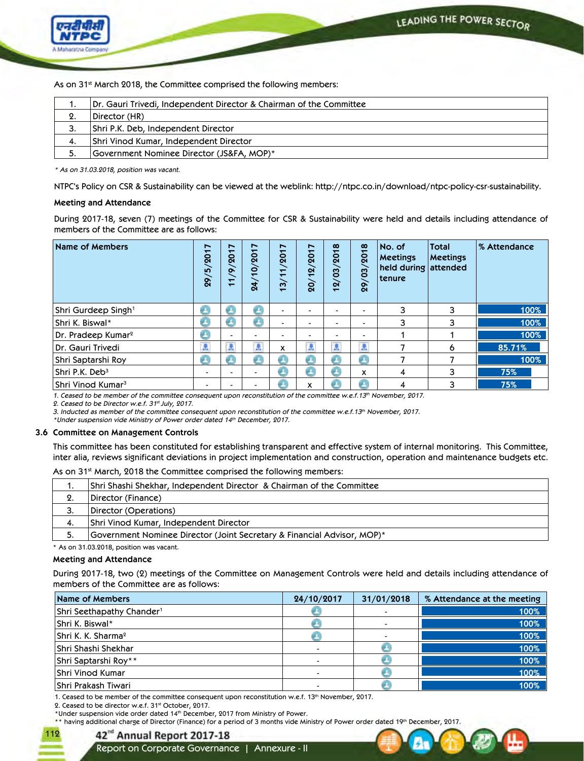As on 31st March 2018, the Committee comprised the following members:

| | |
|---|---|
| 1. | Dr. Gauri Trivedi, Independent Director & Chairman of the Committee |
| 2. | Director (HR) |
| 3. | Shri P.K. Deb, Independent Director |
| 4. | Shri Vinod Kumar, Independent Director |
| 5. | Government Nominee Director (JS&FA, MOP)* |

*\* As on 31.03.2018, position was vacant.*

NTPC's Policy on CSR & Sustainability can be viewed at the weblink: http://ntpc.co.in/download/ntpc-policy-csr-sustainability.

**Meeting and Attendance**

During 2017-18, seven (7) meetings of the Committee for CSR & Sustainability were held and details including attendance of members of the Committee are as follows:

| Name of Members | 29/5/2017 | 11/9/2017 | 24/10/2017 | 13/11/2017 | 20/12/2017 | 12/03/2018 | 29/03/2018 | No. of Meetings held during tenure | Total Meetings attended | % Attendance |
|---|---|---|---|---|---|---|---|---|---|---|
| Shri Gurdeep Singh[1] | ✓ | ✓ | ✓ | - | - | - | - | 3 | 3 | 100% |
| Shri K. Biswal* | ✓ | ✓ | ✓ | - | - | - | - | 3 | 3 | 100% |
| Dr. Pradeep Kumar[2] | ✓ | - | - | - | - | - | - | 1 | 1 | 100% |
| Dr. Gauri Trivedi | ✓ | ✓ | ✓ | x | ✓ | ✓ | ✓ | 7 | 6 | 85.71% |
| Shri Saptarshi Roy | ✓ | ✓ | ✓ | ✓ | ✓ | ✓ | ✓ | 7 | 7 | 100% |
| Shri P.K. Deb[3] | - | - | - | ✓ | ✓ | ✓ | x | 4 | 3 | 75% |
| Shri Vinod Kumar[3] | - | - | - | ✓ | x | ✓ | ✓ | 4 | 3 | 75% |

*1. Ceased to be member of the committee consequent upon reconstitution of the committee w.e.f.13th November, 2017.*
*2. Ceased to be Director w.e.f. 31st July, 2017.*
*3. Inducted as member of the committee consequent upon reconstitution of the committee w.e.f.13th November, 2017.*
*\*Under suspension vide Ministry of Power order dated 14th December, 2017.*

### 3.6 Committee on Management Controls

This committee has been constituted for establishing transparent and effective system of internal monitoring. This Committee, inter alia, reviews significant deviations in project implementation and construction, operation and maintenance budgets etc.

As on 31st March, 2018 the Committee comprised the following members:

| | |
|---|---|
| 1. | Shri Shashi Shekhar, Independent Director & Chairman of the Committee |
| 2. | Director (Finance) |
| 3. | Director (Operations) |
| 4. | Shri Vinod Kumar, Independent Director |
| 5. | Government Nominee Director (Joint Secretary & Financial Advisor, MOP)* |

\* As on 31.03.2018, position was vacant.

**Meeting and Attendance**

During 2017-18, two (2) meetings of the Committee on Management Controls were held and details including attendance of members of the Committee are as follows:

| Name of Members | 24/10/2017 | 31/01/2018 | % Attendance at the meeting |
|---|---|---|---|
| Shri Seethapathy Chander[1] | ✓ | - | 100% |
| Shri K. Biswal* | ✓ | - | 100% |
| Shri K. K. Sharma[2] | ✓ | - | 100% |
| Shri Shashi Shekhar | - | ✓ | 100% |
| Shri Saptarshi Roy** | - | ✓ | 100% |
| Shri Vinod Kumar | - | ✓ | 100% |
| Shri Prakash Tiwari | - | ✓ | 100% |

1. Ceased to be member of the committee consequent upon reconstitution w.e.f. 13th November, 2017.
2. Ceased to be director w.e.f. 31st October, 2017.
*Under suspension vide order dated 14th December, 2017 from Ministry of Power.
** having additional charge of Director (Finance) for a period of 3 months vide Ministry of Power order dated 19th December, 2017.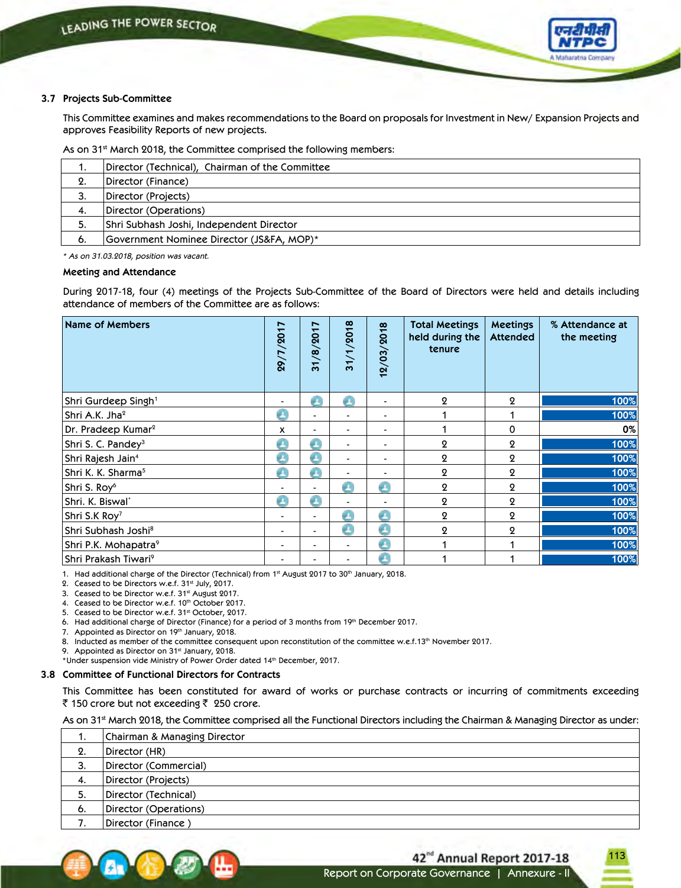### 3.7 Projects Sub-Committee

This Committee examines and makes recommendations to the Board on proposals for Investment in New/ Expansion Projects and approves Feasibility Reports of new projects.

As on 31st March 2018, the Committee comprised the following members:

| | |
|---|---|
| 1. | Director (Technical), Chairman of the Committee |
| 2. | Director (Finance) |
| 3. | Director (Projects) |
| 4. | Director (Operations) |
| 5. | Shri Subhash Joshi, Independent Director |
| 6. | Government Nominee Director (JS&FA, MOP)* |

*\* As on 31.03.2018, position was vacant.*

**Meeting and Attendance**

During 2017-18, four (4) meetings of the Projects Sub-Committee of the Board of Directors were held and details including attendance of members of the Committee are as follows:

| Name of Members | 29/7/2017 | 31/8/2017 | 31/1/2018 | 12/03/2018 | Total Meetings held during the tenure | Meetings Attended | % Attendance at the meeting |
|---|---|---|---|---|---|---|---|
| Shri Gurdeep Singh[1] | - | ✓ | ✓ | - | 2 | 2 | 100% |
| Shri A.K. Jha[2] | ✓ | - | - | - | 1 | 1 | 100% |
| Dr. Pradeep Kumar[2] | x | - | - | - | 1 | 0 | 0% |
| Shri S. C. Pandey[3] | ✓ | ✓ | - | - | 2 | 2 | 100% |
| Shri Rajesh Jain[4] | ✓ | ✓ | - | - | 2 | 2 | 100% |
| Shri K. K. Sharma[5] | ✓ | ✓ | - | - | 2 | 2 | 100% |
| Shri S. Roy[6] | - | - | ✓ | ✓ | 2 | 2 | 100% |
| Shri. K. Biswal* | ✓ | ✓ | - | - | 2 | 2 | 100% |
| Shri S.K Roy[7] | - | - | ✓ | ✓ | 2 | 2 | 100% |
| Shri Subhash Joshi[8] | - | - | ✓ | ✓ | 2 | 2 | 100% |
| Shri P.K. Mohapatra[9] | - | - | - | ✓ | 1 | 1 | 100% |
| Shri Prakash Tiwari[9] | - | - | - | ✓ | 1 | 1 | 100% |

1. Had additional charge of the Director (Technical) from 1st August 2017 to 30th January, 2018.
2. Ceased to be Directors w.e.f. 31st July, 2017.
3. Ceased to be Director w.e.f. 31st August 2017.
4. Ceased to be Director w.e.f. 10th October 2017.
5. Ceased to be Director w.e.f. 31st October, 2017.
6. Had additional charge of Director (Finance) for a period of 3 months from 19th December 2017.
7. Appointed as Director on 19th January, 2018.
8. Inducted as member of the committee consequent upon reconstitution of the committee w.e.f.13th November 2017.
9. Appointed as Director on 31st January, 2018.

\*Under suspension vide Ministry of Power Order dated 14th December, 2017.

### 3.8 Committee of Functional Directors for Contracts

This Committee has been constituted for award of works or purchase contracts or incurring of commitments exceeding ₹ 150 crore but not exceeding ₹ 250 crore.

As on 31st March 2018, the Committee comprised all the Functional Directors including the Chairman & Managing Director as under:

| | |
|---|---|
| 1. | Chairman & Managing Director |
| 2. | Director (HR) |
| 3. | Director (Commercial) |
| 4. | Director (Projects) |
| 5. | Director (Technical) |
| 6. | Director (Operations) |
| 7. | Director (Finance ) |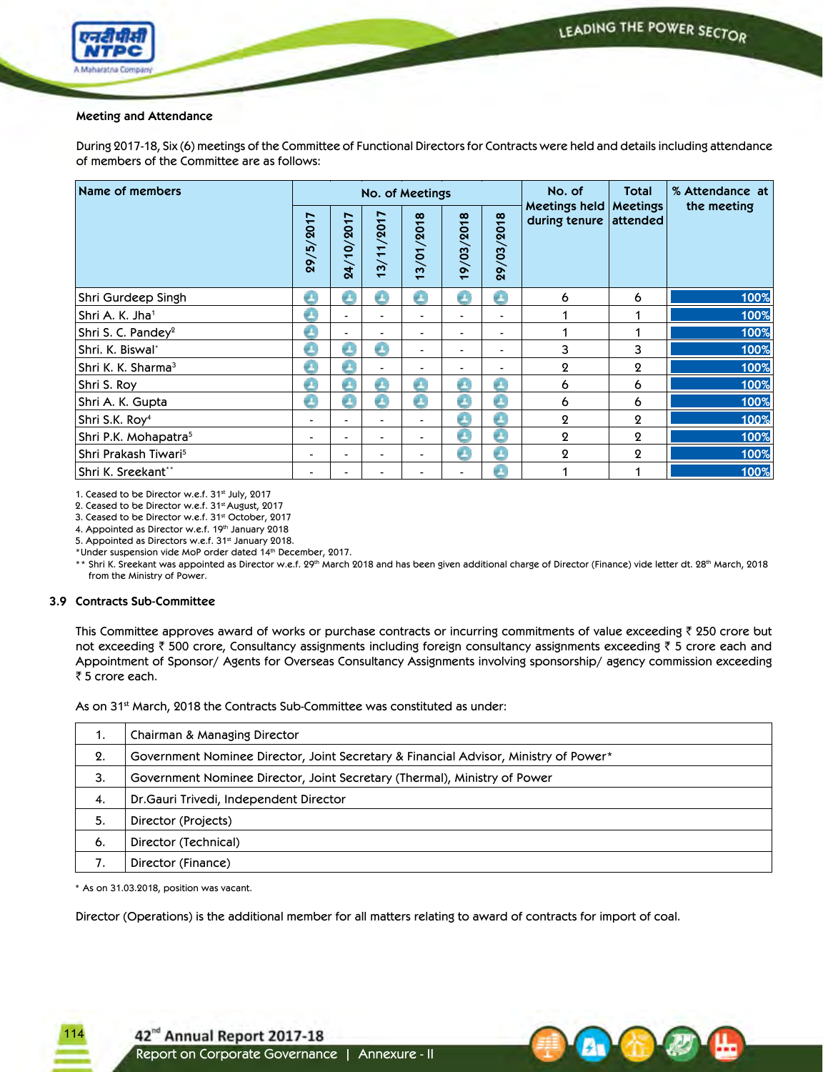### Meeting and Attendance

During 2017-18, Six (6) meetings of the Committee of Functional Directors for Contracts were held and details including attendance of members of the Committee are as follows:

| Name of members | No. of Meetings | | | | | | No. of Meetings held during tenure | Total Meetings attended | % Attendance at the meeting |
|---|---|---|---|---|---|---|---|---|---|
| | 29/5/2017 | 24/10/2017 | 13/11/2017 | 13/01/2018 | 19/03/2018 | 29/03/2018 | | | |
| Shri Gurdeep Singh | ✓ | ✓ | ✓ | ✓ | ✓ | ✓ | 6 | 6 | 100% |
| Shri A. K. Jha[1] | ✓ | - | - | - | - | - | 1 | 1 | 100% |
| Shri S. C. Pandey[2] | ✓ | - | - | - | - | - | 1 | 1 | 100% |
| Shri. K. Biswal* | ✓ | ✓ | ✓ | - | - | - | 3 | 3 | 100% |
| Shri K. K. Sharma[3] | ✓ | ✓ | - | - | - | - | 2 | 2 | 100% |
| Shri S. Roy | ✓ | ✓ | ✓ | ✓ | ✓ | ✓ | 6 | 6 | 100% |
| Shri A. K. Gupta | ✓ | ✓ | ✓ | ✓ | ✓ | ✓ | 6 | 6 | 100% |
| Shri S.K. Roy[4] | - | - | - | - | ✓ | ✓ | 2 | 2 | 100% |
| Shri P.K. Mohapatra[5] | - | - | - | - | ✓ | ✓ | 2 | 2 | 100% |
| Shri Prakash Tiwari[5] | - | - | - | - | ✓ | ✓ | 2 | 2 | 100% |
| Shri K. Sreekant** | - | - | - | - | - | ✓ | 1 | 1 | 100% |

1. Ceased to be Director w.e.f. 31st July, 2017
2. Ceased to be Director w.e.f. 31st August, 2017
3. Ceased to be Director w.e.f. 31st October, 2017
4. Appointed as Director w.e.f. 19th January 2018
5. Appointed as Directors w.e.f. 31st January 2018.

*Under suspension vide MoP order dated 14th December, 2017.

** Shri K. Sreekant was appointed as Director w.e.f. 29th March 2018 and has been given additional charge of Director (Finance) vide letter dt. 28th March, 2018 from the Ministry of Power.

### 3.9 Contracts Sub-Committee

This Committee approves award of works or purchase contracts or incurring commitments of value exceeding ₹ 250 crore but not exceeding ₹ 500 crore, Consultancy assignments including foreign consultancy assignments exceeding ₹ 5 crore each and Appointment of Sponsor/ Agents for Overseas Consultancy Assignments involving sponsorship/ agency commission exceeding ₹ 5 crore each.

As on 31st March, 2018 the Contracts Sub-Committee was constituted as under:

| | |
|---|---|
| 1. | Chairman & Managing Director |
| 2. | Government Nominee Director, Joint Secretary & Financial Advisor, Ministry of Power* |
| 3. | Government Nominee Director, Joint Secretary (Thermal), Ministry of Power |
| 4. | Dr.Gauri Trivedi, Independent Director |
| 5. | Director (Projects) |
| 6. | Director (Technical) |
| 7. | Director (Finance) |

* As on 31.03.2018, position was vacant.

Director (Operations) is the additional member for all matters relating to award of contracts for import of coal.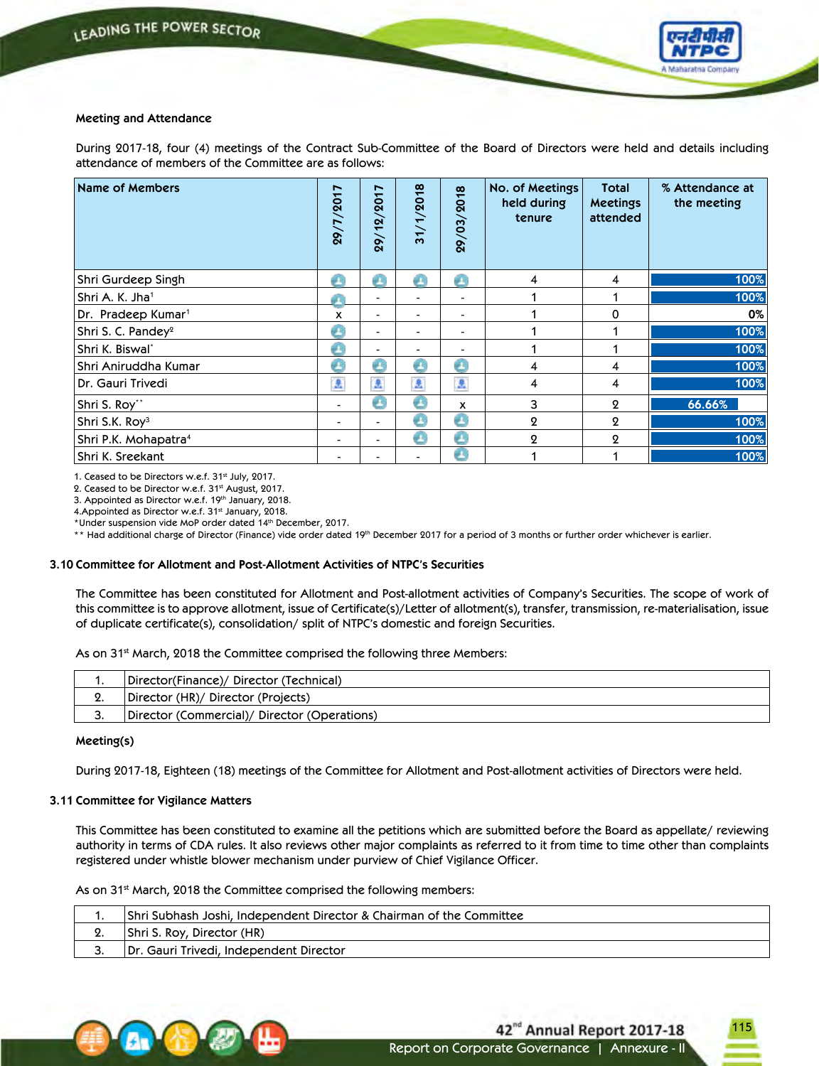**Meeting and Attendance**

During 2017-18, four (4) meetings of the Contract Sub-Committee of the Board of Directors were held and details including attendance of members of the Committee are as follows:

| Name of Members | 29/7/2017 | 29/12/2017 | 31/1/2018 | 29/03/2018 | No. of Meetings held during tenure | Total Meetings attended | % Attendance at the meeting |
|---|---|---|---|---|---|---|---|
| Shri Gurdeep Singh | ✓ | ✓ | ✓ | ✓ | 4 | 4 | 100% |
| Shri A. K. Jha[1] | ✓ | - | - | - | 1 | 1 | 100% |
| Dr. Pradeep Kumar[1] | x | - | - | - | 1 | 0 | 0% |
| Shri S. C. Pandey[2] | ✓ | - | - | - | 1 | 1 | 100% |
| Shri K. Biswal* | ✓ | - | - | - | 1 | 1 | 100% |
| Shri Aniruddha Kumar | ✓ | ✓ | ✓ | ✓ | 4 | 4 | 100% |
| Dr. Gauri Trivedi | ✓ | ✓ | ✓ | ✓ | 4 | 4 | 100% |
| Shri S. Roy** | - | ✓ | ✓ | x | 3 | 2 | 66.66% |
| Shri S.K. Roy[3] | - | - | ✓ | ✓ | 2 | 2 | 100% |
| Shri P.K. Mohapatra[4] | - | - | ✓ | ✓ | 2 | 2 | 100% |
| Shri K. Sreekant | - | - | - | ✓ | 1 | 1 | 100% |

1. Ceased to be Directors w.e.f. 31st July, 2017.
2. Ceased to be Director w.e.f. 31st August, 2017.
3. Appointed as Director w.e.f. 19th January, 2018.
4. Appointed as Director w.e.f. 31st January, 2018.
*Under suspension vide MoP order dated 14th December, 2017.
** Had additional charge of Director (Finance) vide order dated 19th December 2017 for a period of 3 months or further order whichever is earlier.

### 3.10 Committee for Allotment and Post-Allotment Activities of NTPC's Securities

The Committee has been constituted for Allotment and Post-allotment activities of Company's Securities. The scope of work of this committee is to approve allotment, issue of Certificate(s)/Letter of allotment(s), transfer, transmission, re-materialisation, issue of duplicate certificate(s), consolidation/ split of NTPC's domestic and foreign Securities.

As on 31st March, 2018 the Committee comprised the following three Members:

| | |
|---|---|
| 1. | Director(Finance)/ Director (Technical) |
| 2. | Director (HR)/ Director (Projects) |
| 3. | Director (Commercial)/ Director (Operations) |

**Meeting(s)**

During 2017-18, Eighteen (18) meetings of the Committee for Allotment and Post-allotment activities of Directors were held.

### 3.11 Committee for Vigilance Matters

This Committee has been constituted to examine all the petitions which are submitted before the Board as appellate/ reviewing authority in terms of CDA rules. It also reviews other major complaints as referred to it from time to time other than complaints registered under whistle blower mechanism under purview of Chief Vigilance Officer.

As on 31st March, 2018 the Committee comprised the following members:

| | |
|---|---|
| 1. | Shri Subhash Joshi, Independent Director & Chairman of the Committee |
| 2. | Shri S. Roy, Director (HR) |
| 3. | Dr. Gauri Trivedi, Independent Director |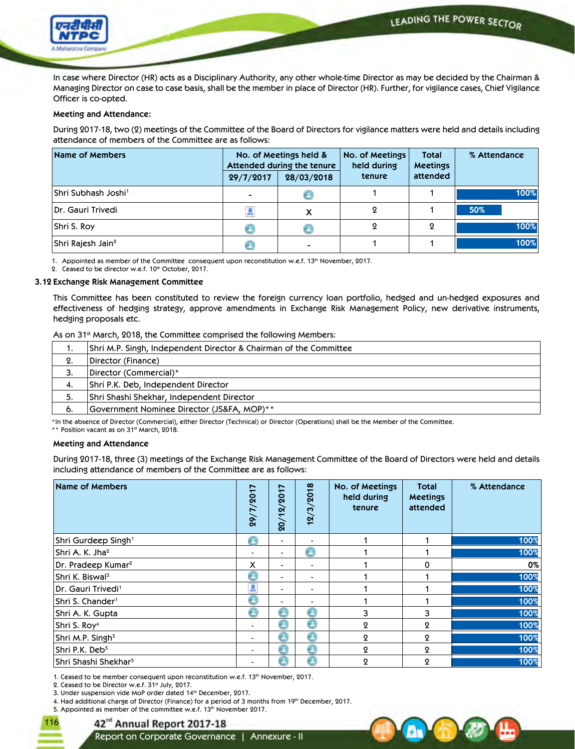In case where Director (HR) acts as a Disciplinary Authority, any other whole-time Director as may be decided by the Chairman & Managing Director on case to case basis, shall be the member in place of Director (HR). Further, for vigilance cases, Chief Vigilance Officer is co-opted.

**Meeting and Attendance:**

During 2017-18, two (2) meetings of the Committee of the Board of Directors for vigilance matters were held and details including attendance of members of the Committee are as follows:

| Name of Members | No. of Meetings held & Attended during the tenure | | No. of Meetings held during tenure | Total Meetings attended | % Attendance |
|---|---|---|---|---|---|
| | 29/7/2017 | 28/03/2018 | | | |
| Shri Subhash Joshi[1] | - | ✓ | 1 | 1 | 100% |
| Dr. Gauri Trivedi | ✓ | X | 2 | 1 | 50% |
| Shri S. Roy | ✓ | ✓ | 2 | 2 | 100% |
| Shri Rajesh Jain[2] | ✓ | - | 1 | 1 | 100% |

1. Appointed as member of the Committee consequent upon reconstitution w.e.f. 13th November, 2017.
2. Ceased to be director w.e.f. 10th October, 2017.

### 3.12 Exchange Risk Management Committee

This Committee has been constituted to review the foreign currency loan portfolio, hedged and un-hedged exposures and effectiveness of hedging strategy, approve amendments in Exchange Risk Management Policy, new derivative instruments, hedging proposals etc.

As on 31st March, 2018, the Committee comprised the following Members:

| | |
|---|---|
| 1. | Shri M.P. Singh, Independent Director & Chairman of the Committee |
| 2. | Director (Finance) |
| 3. | Director (Commercial)* |
| 4. | Shri P.K. Deb, Independent Director |
| 5. | Shri Shashi Shekhar, Independent Director |
| 6. | Government Nominee Director (JS&FA, MOP)** |

*In the absence of Director (Commercial), either Director (Technical) or Director (Operations) shall be the Member of the Committee.
** Position vacant as on 31st March, 2018.

**Meeting and Attendance**

During 2017-18, three (3) meetings of the Exchange Risk Management Committee of the Board of Directors were held and details including attendance of members of the Committee are as follows:

| Name of Members | 29/7/2017 | 20/12/2017 | 12/3/2018 | No. of Meetings held during tenure | Total Meetings attended | % Attendance |
|---|---|---|---|---|---|---|
| Shri Gurdeep Singh[1] | ✓ | - | - | 1 | 1 | 100% |
| Shri A. K. Jha[2] | - | - | ✓ | 1 | 1 | 100% |
| Dr. Pradeep Kumar[2] | X | - | - | 1 | 0 | 0% |
| Shri K. Biswal[3] | ✓ | - | - | 1 | 1 | 100% |
| Dr. Gauri Trivedi[1] | ✓ | - | - | 1 | 1 | 100% |
| Shri S. Chander[1] | ✓ | - | - | 1 | 1 | 100% |
| Shri A. K. Gupta | ✓ | ✓ | ✓ | 3 | 3 | 100% |
| Shri S. Roy[4] | - | ✓ | ✓ | 2 | 2 | 100% |
| Shri M.P. Singh[5] | - | ✓ | ✓ | 2 | 2 | 100% |
| Shri P.K. Deb[5] | - | ✓ | ✓ | 2 | 2 | 100% |
| Shri Shashi Shekhar[5] | - | ✓ | ✓ | 2 | 2 | 100% |

1. Ceased to be member consequent upon reconstitution w.e.f. 13th November, 2017.
2. Ceased to be Director w.e.f. 31st July, 2017.
3. Under suspension vide MoP order dated 14th December, 2017.
4. Had additional charge of Director (Finance) for a period of 3 months from 19th December, 2017.
5. Appointed as member of the committee w.e.f. 13th November 2017.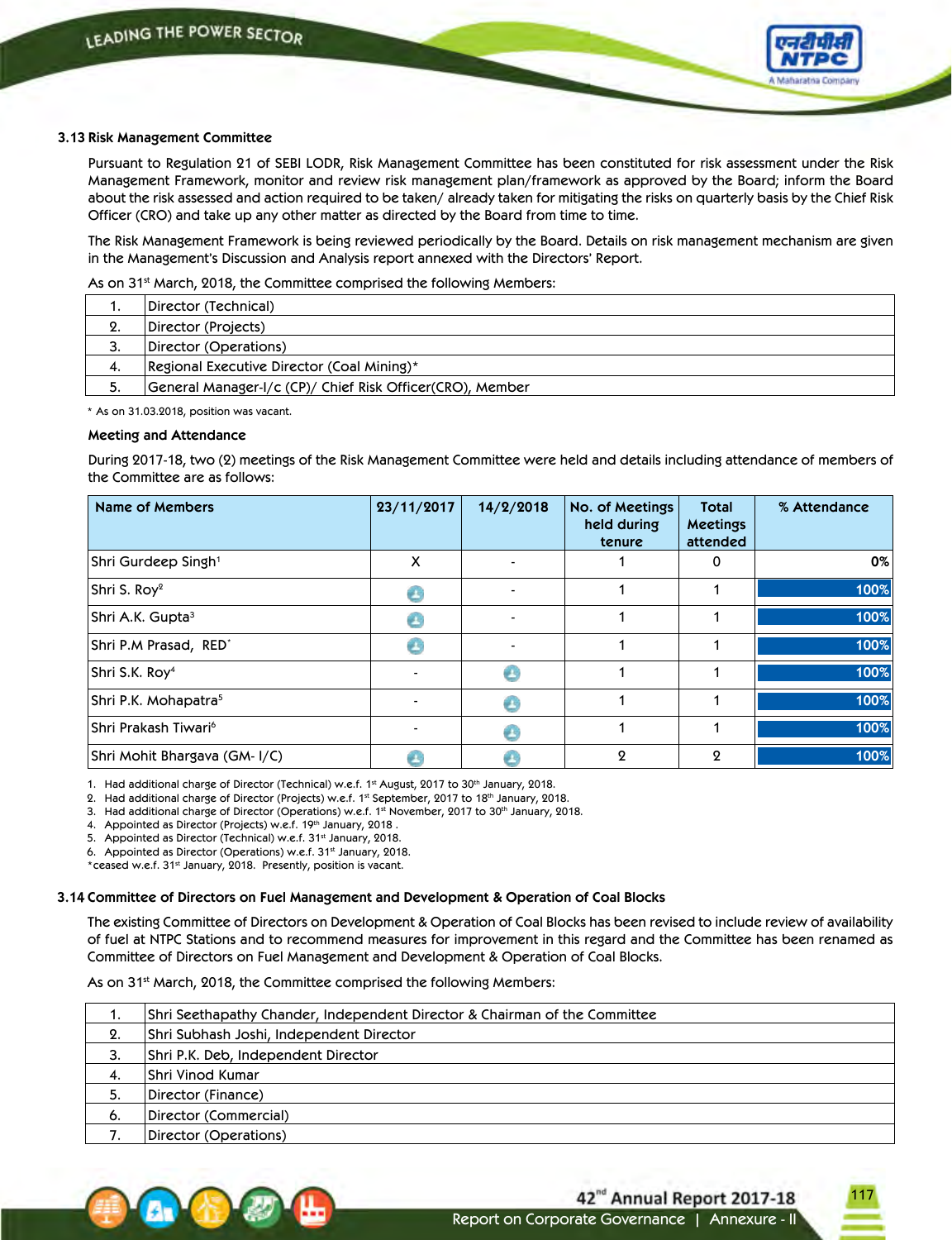### 3.13 Risk Management Committee

Pursuant to Regulation 21 of SEBI LODR, Risk Management Committee has been constituted for risk assessment under the Risk Management Framework, monitor and review risk management plan/framework as approved by the Board; inform the Board about the risk assessed and action required to be taken/ already taken for mitigating the risks on quarterly basis by the Chief Risk Officer (CRO) and take up any other matter as directed by the Board from time to time.

The Risk Management Framework is being reviewed periodically by the Board. Details on risk management mechanism are given in the Management's Discussion and Analysis report annexed with the Directors' Report.

As on 31st March, 2018, the Committee comprised the following Members:

| | |
|---|---|
| 1. | Director (Technical) |
| 2. | Director (Projects) |
| 3. | Director (Operations) |
| 4. | Regional Executive Director (Coal Mining)* |
| 5. | General Manager-I/c (CP)/ Chief Risk Officer(CRO), Member |

\* As on 31.03.2018, position was vacant.

**Meeting and Attendance**

During 2017-18, two (2) meetings of the Risk Management Committee were held and details including attendance of members of the Committee are as follows:

| Name of Members | 23/11/2017 | 14/2/2018 | No. of Meetings held during tenure | Total Meetings attended | % Attendance |
|---|---|---|---|---|---|
| Shri Gurdeep Singh[1] | X | - | 1 | 0 | 0% |
| Shri S. Roy[2] | ✓ | - | 1 | 1 | 100% |
| Shri A.K. Gupta[3] | ✓ | - | 1 | 1 | 100% |
| Shri P.M Prasad, RED* | ✓ | - | 1 | 1 | 100% |
| Shri S.K. Roy[4] | - | ✓ | 1 | 1 | 100% |
| Shri P.K. Mohapatra[5] | - | ✓ | 1 | 1 | 100% |
| Shri Prakash Tiwari[6] | - | ✓ | 1 | 1 | 100% |
| Shri Mohit Bhargava (GM- I/C) | ✓ | ✓ | 2 | 2 | 100% |

1. Had additional charge of Director (Technical) w.e.f. 1st August, 2017 to 30th January, 2018.
2. Had additional charge of Director (Projects) w.e.f. 1st September, 2017 to 18th January, 2018.
3. Had additional charge of Director (Operations) w.e.f. 1st November, 2017 to 30th January, 2018.
4. Appointed as Director (Projects) w.e.f. 19th January, 2018 .
5. Appointed as Director (Technical) w.e.f. 31st January, 2018.
6. Appointed as Director (Operations) w.e.f. 31st January, 2018.

\*ceased w.e.f. 31st January, 2018. Presently, position is vacant.

### 3.14 Committee of Directors on Fuel Management and Development & Operation of Coal Blocks

The existing Committee of Directors on Development & Operation of Coal Blocks has been revised to include review of availability of fuel at NTPC Stations and to recommend measures for improvement in this regard and the Committee has been renamed as Committee of Directors on Fuel Management and Development & Operation of Coal Blocks.

As on 31st March, 2018, the Committee comprised the following Members:

| | |
|---|---|
| 1. | Shri Seethapathy Chander, Independent Director & Chairman of the Committee |
| 2. | Shri Subhash Joshi, Independent Director |
| 3. | Shri P.K. Deb, Independent Director |
| 4. | Shri Vinod Kumar |
| 5. | Director (Finance) |
| 6. | Director (Commercial) |
| 7. | Director (Operations) |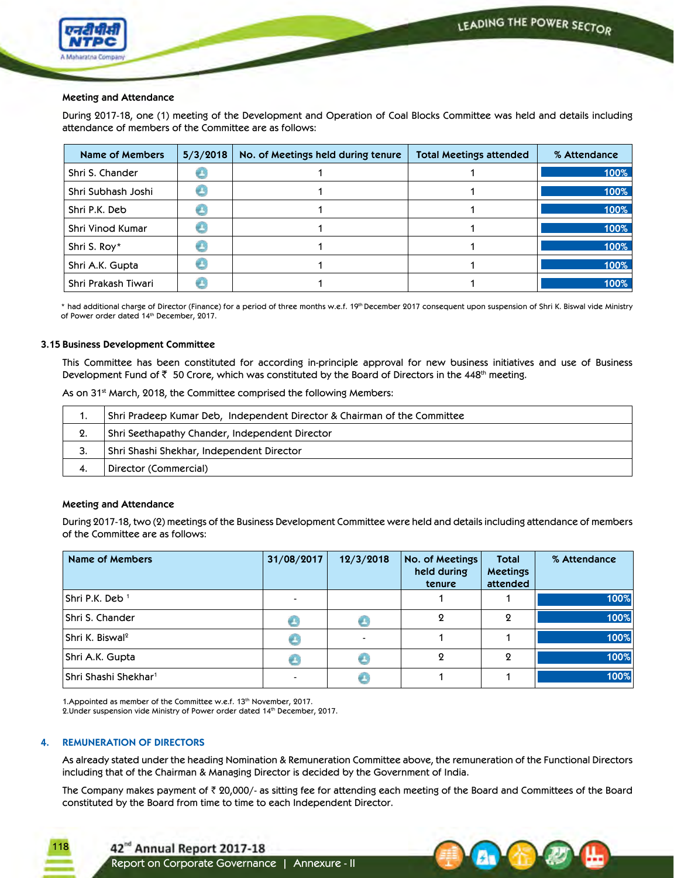### Meeting and Attendance

During 2017-18, one (1) meeting of the Development and Operation of Coal Blocks Committee was held and details including attendance of members of the Committee are as follows:

| Name of Members | 5/3/2018 | No. of Meetings held during tenure | Total Meetings attended | % Attendance |
|---|---|---|---|---|
| Shri S. Chander | ● | 1 | 1 | 100% |
| Shri Subhash Joshi | ● | 1 | 1 | 100% |
| Shri P.K. Deb | ● | 1 | 1 | 100% |
| Shri Vinod Kumar | ● | 1 | 1 | 100% |
| Shri S. Roy* | ● | 1 | 1 | 100% |
| Shri A.K. Gupta | ● | 1 | 1 | 100% |
| Shri Prakash Tiwari | ● | 1 | 1 | 100% |

* had additional charge of Director (Finance) for a period of three months w.e.f. 19th December 2017 consequent upon suspension of Shri K. Biswal vide Ministry of Power order dated 14th December, 2017.

### 3.15 Business Development Committee

This Committee has been constituted for according in-principle approval for new business initiatives and use of Business Development Fund of ₹ 50 Crore, which was constituted by the Board of Directors in the 448th meeting.

As on 31st March, 2018, the Committee comprised the following Members:

| | |
|---|---|
| 1. | Shri Pradeep Kumar Deb, Independent Director & Chairman of the Committee |
| 2. | Shri Seethapathy Chander, Independent Director |
| 3. | Shri Shashi Shekhar, Independent Director |
| 4. | Director (Commercial) |

### Meeting and Attendance

During 2017-18, two (2) meetings of the Business Development Committee were held and details including attendance of members of the Committee are as follows:

| Name of Members | 31/08/2017 | 12/3/2018 | No. of Meetings held during tenure | Total Meetings attended | % Attendance |
|---|---|---|---|---|---|
| Shri P.K. Deb [1] | - | | 1 | 1 | 100% |
| Shri S. Chander | ● | ● | 2 | 2 | 100% |
| Shri K. Biswal[2] | ● | - | 1 | 1 | 100% |
| Shri A.K. Gupta | ● | ● | 2 | 2 | 100% |
| Shri Shashi Shekhar[1] | - | ● | 1 | 1 | 100% |

1.Appointed as member of the Committee w.e.f. 13th November, 2017.
2.Under suspension vide Ministry of Power order dated 14th December, 2017.

## 4. REMUNERATION OF DIRECTORS

As already stated under the heading Nomination & Remuneration Committee above, the remuneration of the Functional Directors including that of the Chairman & Managing Director is decided by the Government of India.

The Company makes payment of ₹ 20,000/- as sitting fee for attending each meeting of the Board and Committees of the Board constituted by the Board from time to time to each Independent Director.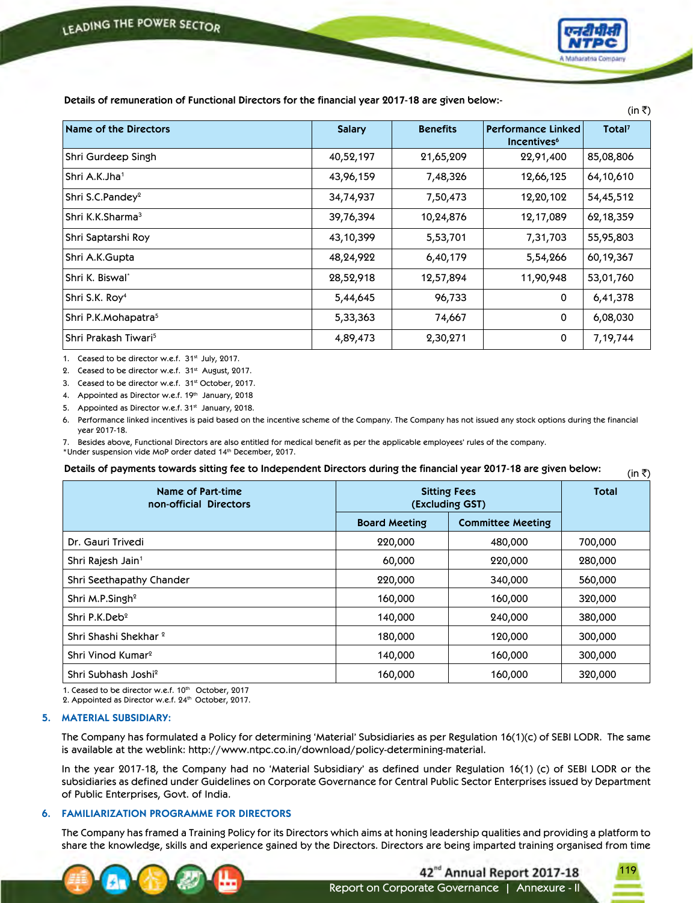**Details of remuneration of Functional Directors for the financial year 2017-18 are given below:-**

(in ₹)

| Name of the Directors | Salary | Benefits | Performance Linked Incentives[6] | Total[7] |
|---|---|---|---|---|
| Shri Gurdeep Singh | 40,52,197 | 21,65,209 | 22,91,400 | 85,08,806 |
| Shri A.K.Jha[1] | 43,96,159 | 7,48,326 | 12,66,125 | 64,10,610 |
| Shri S.C.Pandey[2] | 34,74,937 | 7,50,473 | 12,20,102 | 54,45,512 |
| Shri K.K.Sharma[3] | 39,76,394 | 10,24,876 | 12,17,089 | 62,18,359 |
| Shri Saptarshi Roy | 43,10,399 | 5,53,701 | 7,31,703 | 55,95,803 |
| Shri A.K.Gupta | 48,24,922 | 6,40,179 | 5,54,266 | 60,19,367 |
| Shri K. Biswal* | 28,52,918 | 12,57,894 | 11,90,948 | 53,01,760 |
| Shri S.K. Roy[4] | 5,44,645 | 96,733 | 0 | 6,41,378 |
| Shri P.K.Mohapatra[5] | 5,33,363 | 74,667 | 0 | 6,08,030 |
| Shri Prakash Tiwari[5] | 4,89,473 | 2,30,271 | 0 | 7,19,744 |

1. Ceased to be director w.e.f. 31st July, 2017.
2. Ceased to be director w.e.f. 31st August, 2017.
3. Ceased to be director w.e.f. 31st October, 2017.
4. Appointed as Director w.e.f. 19th January, 2018
5. Appointed as Director w.e.f. 31st January, 2018.
6. Performance linked incentives is paid based on the incentive scheme of the Company. The Company has not issued any stock options during the financial year 2017-18.
7. Besides above, Functional Directors are also entitled for medical benefit as per the applicable employees' rules of the company.

*Under suspension vide MoP order dated 14th December, 2017.

**Details of payments towards sitting fee to Independent Directors during the financial year 2017-18 are given below:**

(in ₹)

| Name of Part-time non-official Directors | Sitting Fees (Excluding GST) | | Total |
|---|---|---|---|
| | Board Meeting | Committee Meeting | |
| Dr. Gauri Trivedi | 220,000 | 480,000 | 700,000 |
| Shri Rajesh Jain[1] | 60,000 | 220,000 | 280,000 |
| Shri Seethapathy Chander | 220,000 | 340,000 | 560,000 |
| Shri M.P.Singh[2] | 160,000 | 160,000 | 320,000 |
| Shri P.K.Deb[2] | 140,000 | 240,000 | 380,000 |
| Shri Shashi Shekhar[2] | 180,000 | 120,000 | 300,000 |
| Shri Vinod Kumar[2] | 140,000 | 160,000 | 300,000 |
| Shri Subhash Joshi[2] | 160,000 | 160,000 | 320,000 |

1. Ceased to be director w.e.f. 10th October, 2017
2. Appointed as Director w.e.f. 24th October, 2017.

## 5. MATERIAL SUBSIDIARY:

The Company has formulated a Policy for determining 'Material' Subsidiaries as per Regulation 16(1)(c) of SEBI LODR. The same is available at the weblink: http://www.ntpc.co.in/download/policy-determining-material.

In the year 2017-18, the Company had no 'Material Subsidiary' as defined under Regulation 16(1) (c) of SEBI LODR or the subsidiaries as defined under Guidelines on Corporate Governance for Central Public Sector Enterprises issued by Department of Public Enterprises, Govt. of India.

## 6. FAMILIARIZATION PROGRAMME FOR DIRECTORS

The Company has framed a Training Policy for its Directors which aims at honing leadership qualities and providing a platform to share the knowledge, skills and experience gained by the Directors. Directors are being imparted training organised from time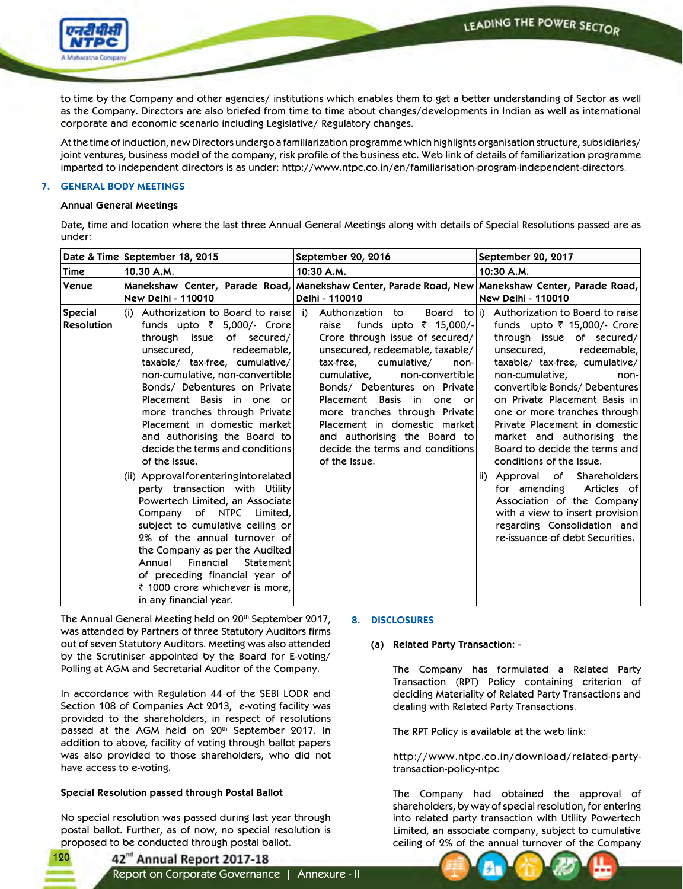to time by the Company and other agencies/ institutions which enables them to get a better understanding of Sector as well as the Company. Directors are also briefed from time to time about changes/developments in Indian as well as international corporate and economic scenario including Legislative/ Regulatory changes.

At the time of induction, new Directors undergo a familiarization programme which highlights organisation structure, subsidiaries/ joint ventures, business model of the company, risk profile of the business etc. Web link of details of familiarization programme imparted to independent directors is as under: http://www.ntpc.co.in/en/familiarisation-program-independent-directors.

## 7. GENERAL BODY MEETINGS

### Annual General Meetings

Date, time and location where the last three Annual General Meetings along with details of Special Resolutions passed are as under:

| Date & Time | September 18, 2015 | September 20, 2016 | September 20, 2017 |
|---|---|---|---|
| Time | 10.30 A.M. | 10:30 A.M. | 10:30 A.M. |
| Venue | Manekshaw Center, Parade Road, New Delhi - 110010 | Manekshaw Center, Parade Road, New Delhi - 110010 | Manekshaw Center, Parade Road, New Delhi - 110010 |
| Special Resolution | (i) Authorization to Board to raise funds upto ₹ 5,000/- Crore through issue of secured/ unsecured, redeemable, taxable/ tax-free, cumulative/ non-cumulative, non-convertible Bonds/ Debentures on Private Placement Basis in one or more tranches through Private Placement in domestic market and authorising the Board to decide the terms and conditions of the Issue. | i) Authorization to Board to raise funds upto ₹ 15,000/- Crore through issue of secured/ unsecured, redeemable, taxable/ tax-free, cumulative/ non-cumulative, non-convertible Bonds/ Debentures on Private Placement Basis in one or more tranches through Private Placement in domestic market and authorising the Board to decide the terms and conditions of the Issue. | i) Authorization to Board to raise funds upto ₹ 15,000/- Crore through issue of secured/ unsecured, redeemable, taxable/ tax-free, cumulative/ non-cumulative, non-convertible Bonds/ Debentures on Private Placement Basis in one or more tranches through Private Placement in domestic market and authorising the Board to decide the terms and conditions of the Issue. |
| | (ii) Approval for entering into related party transaction with Utility Powertech Limited, an Associate Company of NTPC Limited, subject to cumulative ceiling or 2% of the annual turnover of the Company as per the Audited Annual Financial Statement of preceding financial year of ₹ 1000 crore whichever is more, in any financial year. | | ii) Approval of Shareholders for amending Articles of Association of the Company with a view to insert provision regarding Consolidation and re-issuance of debt Securities. |

The Annual General Meeting held on 20th September 2017, was attended by Partners of three Statutory Auditors firms out of seven Statutory Auditors. Meeting was also attended by the Scrutiniser appointed by the Board for E-voting/ Polling at AGM and Secretarial Auditor of the Company.

In accordance with Regulation 44 of the SEBI LODR and Section 108 of Companies Act 2013, e-voting facility was provided to the shareholders, in respect of resolutions passed at the AGM held on 20th September 2017. In addition to above, facility of voting through ballot papers was also provided to those shareholders, who did not have access to e-voting.

### Special Resolution passed through Postal Ballot

No special resolution was passed during last year through postal ballot. Further, as of now, no special resolution is proposed to be conducted through postal ballot.

## 8. DISCLOSURES

### (a) Related Party Transaction: -

The Company has formulated a Related Party Transaction (RPT) Policy containing criterion of deciding Materiality of Related Party Transactions and dealing with Related Party Transactions.

The RPT Policy is available at the web link:

http://www.ntpc.co.in/download/related-party-transaction-policy-ntpc

The Company had obtained the approval of shareholders, by way of special resolution, for entering into related party transaction with Utility Powertech Limited, an associate company, subject to cumulative ceiling of 2% of the annual turnover of the Company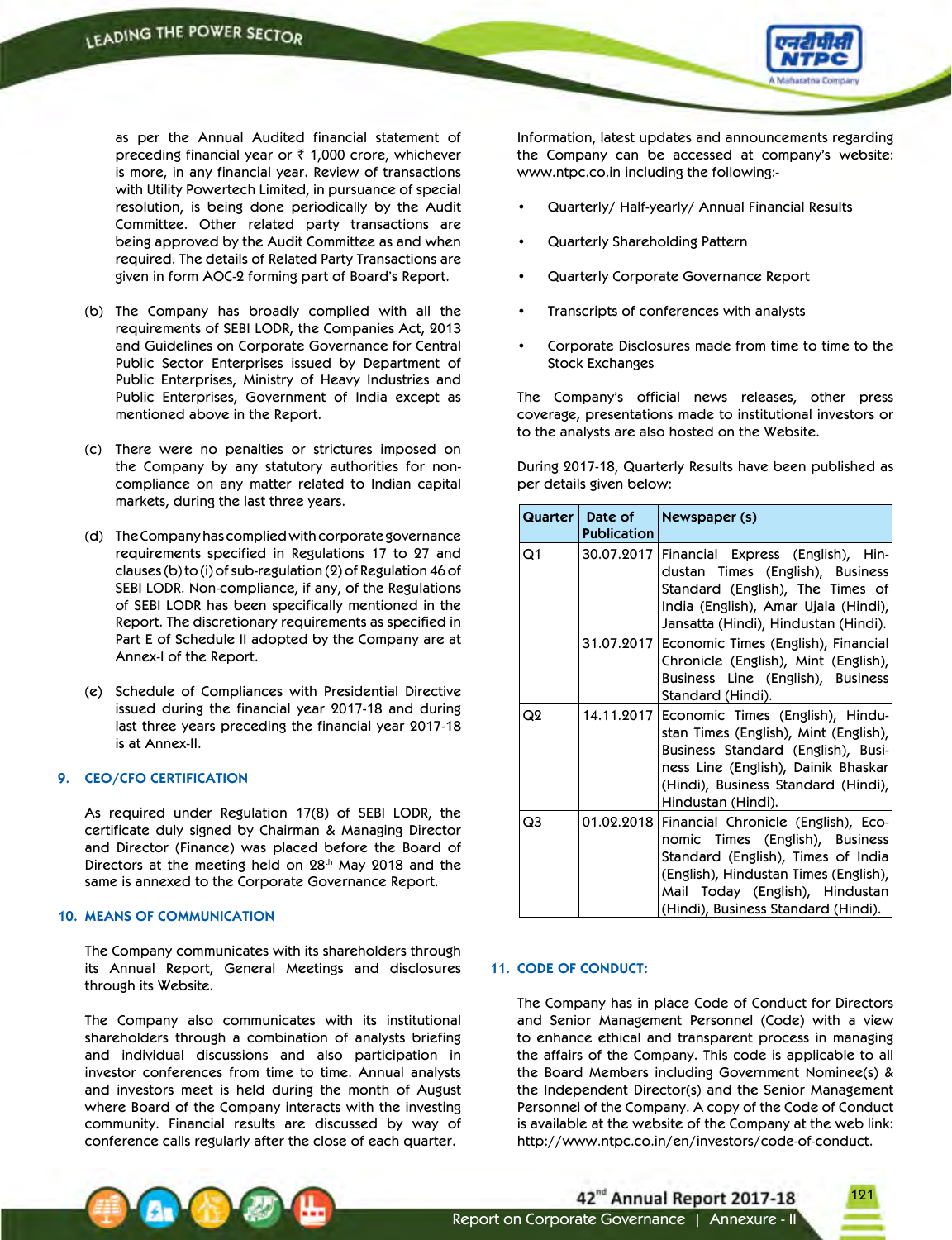as per the Annual Audited financial statement of preceding financial year or ₹ 1,000 crore, whichever is more, in any financial year. Review of transactions with Utility Powertech Limited, in pursuance of special resolution, is being done periodically by the Audit Committee. Other related party transactions are being approved by the Audit Committee as and when required. The details of Related Party Transactions are given in form AOC-2 forming part of Board's Report.

(b) The Company has broadly complied with all the requirements of SEBI LODR, the Companies Act, 2013 and Guidelines on Corporate Governance for Central Public Sector Enterprises issued by Department of Public Enterprises, Ministry of Heavy Industries and Public Enterprises, Government of India except as mentioned above in the Report.

(c) There were no penalties or strictures imposed on the Company by any statutory authorities for non-compliance on any matter related to Indian capital markets, during the last three years.

(d) The Company has complied with corporate governance requirements specified in Regulations 17 to 27 and clauses (b) to (i) of sub-regulation (2) of Regulation 46 of SEBI LODR. Non-compliance, if any, of the Regulations of SEBI LODR has been specifically mentioned in the Report. The discretionary requirements as specified in Part E of Schedule II adopted by the Company are at Annex-I of the Report.

(e) Schedule of Compliances with Presidential Directive issued during the financial year 2017-18 and during last three years preceding the financial year 2017-18 is at Annex-II.

## 9. CEO/CFO CERTIFICATION

As required under Regulation 17(8) of SEBI LODR, the certificate duly signed by Chairman & Managing Director and Director (Finance) was placed before the Board of Directors at the meeting held on 28th May 2018 and the same is annexed to the Corporate Governance Report.

## 10. MEANS OF COMMUNICATION

The Company communicates with its shareholders through its Annual Report, General Meetings and disclosures through its Website.

The Company also communicates with its institutional shareholders through a combination of analysts briefing and individual discussions and also participation in investor conferences from time to time. Annual analysts and investors meet is held during the month of August where Board of the Company interacts with the investing community. Financial results are discussed by way of conference calls regularly after the close of each quarter.

Information, latest updates and announcements regarding the Company can be accessed at company's website: www.ntpc.co.in including the following:-

- Quarterly/ Half-yearly/ Annual Financial Results
- Quarterly Shareholding Pattern
- Quarterly Corporate Governance Report
- Transcripts of conferences with analysts
- Corporate Disclosures made from time to time to the Stock Exchanges

The Company's official news releases, other press coverage, presentations made to institutional investors or to the analysts are also hosted on the Website.

During 2017-18, Quarterly Results have been published as per details given below:

| Quarter | Date of Publication | Newspaper (s) |
|---|---|---|
| Q1 | 30.07.2017 | Financial Express (English), Hindustan Times (English), Business Standard (English), The Times of India (English), Amar Ujala (Hindi), Jansatta (Hindi), Hindustan (Hindi). |
| | 31.07.2017 | Economic Times (English), Financial Chronicle (English), Mint (English), Business Line (English), Business Standard (Hindi). |
| Q2 | 14.11.2017 | Economic Times (English), Hindustan Times (English), Mint (English), Business Standard (English), Business Line (English), Dainik Bhaskar (Hindi), Business Standard (Hindi), Hindustan (Hindi). |
| Q3 | 01.02.2018 | Financial Chronicle (English), Economic Times (English), Business Standard (English), Times of India (English), Hindustan Times (English), Mail Today (English), Hindustan (Hindi), Business Standard (Hindi). |

## 11. CODE OF CONDUCT:

The Company has in place Code of Conduct for Directors and Senior Management Personnel (Code) with a view to enhance ethical and transparent process in managing the affairs of the Company. This code is applicable to all the Board Members including Government Nominee(s) & the Independent Director(s) and the Senior Management Personnel of the Company. A copy of the Code of Conduct is available at the website of the Company at the web link: http://www.ntpc.co.in/en/investors/code-of-conduct.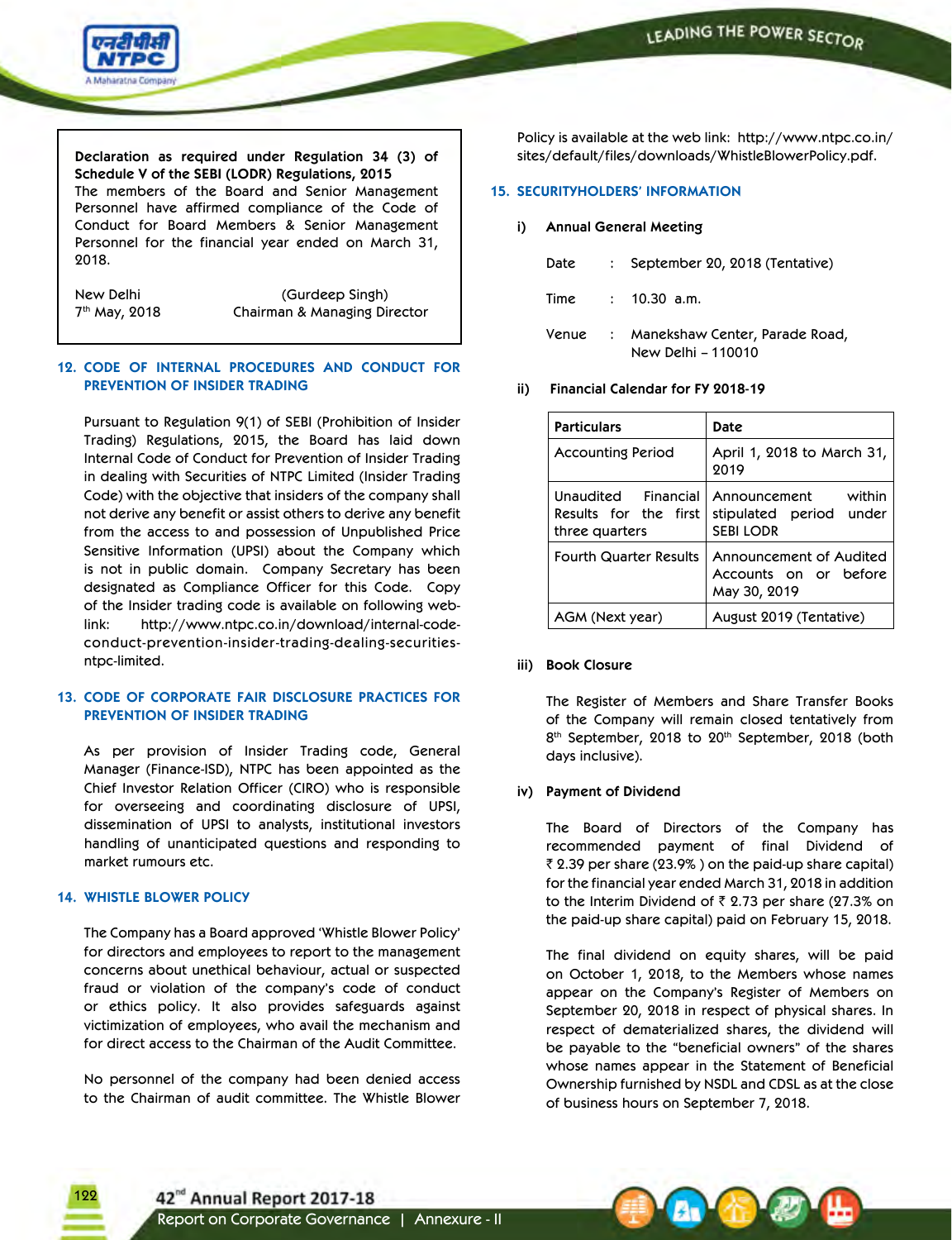**Declaration as required under Regulation 34 (3) of Schedule V of the SEBI (LODR) Regulations, 2015**

The members of the Board and Senior Management Personnel have affirmed compliance of the Code of Conduct for Board Members & Senior Management Personnel for the financial year ended on March 31, 2018.

New Delhi
7th May, 2018

(Gurdeep Singh)
Chairman & Managing Director

## 12. CODE OF INTERNAL PROCEDURES AND CONDUCT FOR PREVENTION OF INSIDER TRADING

Pursuant to Regulation 9(1) of SEBI (Prohibition of Insider Trading) Regulations, 2015, the Board has laid down Internal Code of Conduct for Prevention of Insider Trading in dealing with Securities of NTPC Limited (Insider Trading Code) with the objective that insiders of the company shall not derive any benefit or assist others to derive any benefit from the access to and possession of Unpublished Price Sensitive Information (UPSI) about the Company which is not in public domain. Company Secretary has been designated as Compliance Officer for this Code. Copy of the Insider trading code is available on following web-link: http://www.ntpc.co.in/download/internal-code-conduct-prevention-insider-trading-dealing-securities-ntpc-limited.

## 13. CODE OF CORPORATE FAIR DISCLOSURE PRACTICES FOR PREVENTION OF INSIDER TRADING

As per provision of Insider Trading code, General Manager (Finance-ISD), NTPC has been appointed as the Chief Investor Relation Officer (CIRO) who is responsible for overseeing and coordinating disclosure of UPSI, dissemination of UPSI to analysts, institutional investors handling of unanticipated questions and responding to market rumours etc.

## 14. WHISTLE BLOWER POLICY

The Company has a Board approved 'Whistle Blower Policy' for directors and employees to report to the management concerns about unethical behaviour, actual or suspected fraud or violation of the company's code of conduct or ethics policy. It also provides safeguards against victimization of employees, who avail the mechanism and for direct access to the Chairman of the Audit Committee.

No personnel of the company had been denied access to the Chairman of audit committee. The Whistle Blower Policy is available at the web link: http://www.ntpc.co.in/sites/default/files/downloads/WhistleBlowerPolicy.pdf.

## 15. SECURITYHOLDERS' INFORMATION

### i) Annual General Meeting

Date : September 20, 2018 (Tentative)

Time : 10.30 a.m.

Venue : Manekshaw Center, Parade Road, New Delhi – 110010

### ii) Financial Calendar for FY 2018-19

| Particulars | Date |
|---|---|
| Accounting Period | April 1, 2018 to March 31, 2019 |
| Unaudited Financial Results for the first three quarters | Announcement within stipulated period under SEBI LODR |
| Fourth Quarter Results | Announcement of Audited Accounts on or before May 30, 2019 |
| AGM (Next year) | August 2019 (Tentative) |

### iii) Book Closure

The Register of Members and Share Transfer Books of the Company will remain closed tentatively from 8th September, 2018 to 20th September, 2018 (both days inclusive).

### iv) Payment of Dividend

The Board of Directors of the Company has recommended payment of final Dividend of ₹ 2.39 per share (23.9% ) on the paid-up share capital) for the financial year ended March 31, 2018 in addition to the Interim Dividend of ₹ 2.73 per share (27.3% on the paid-up share capital) paid on February 15, 2018.

The final dividend on equity shares, will be paid on October 1, 2018, to the Members whose names appear on the Company's Register of Members on September 20, 2018 in respect of physical shares. In respect of dematerialized shares, the dividend will be payable to the "beneficial owners" of the shares whose names appear in the Statement of Beneficial Ownership furnished by NSDL and CDSL as at the close of business hours on September 7, 2018.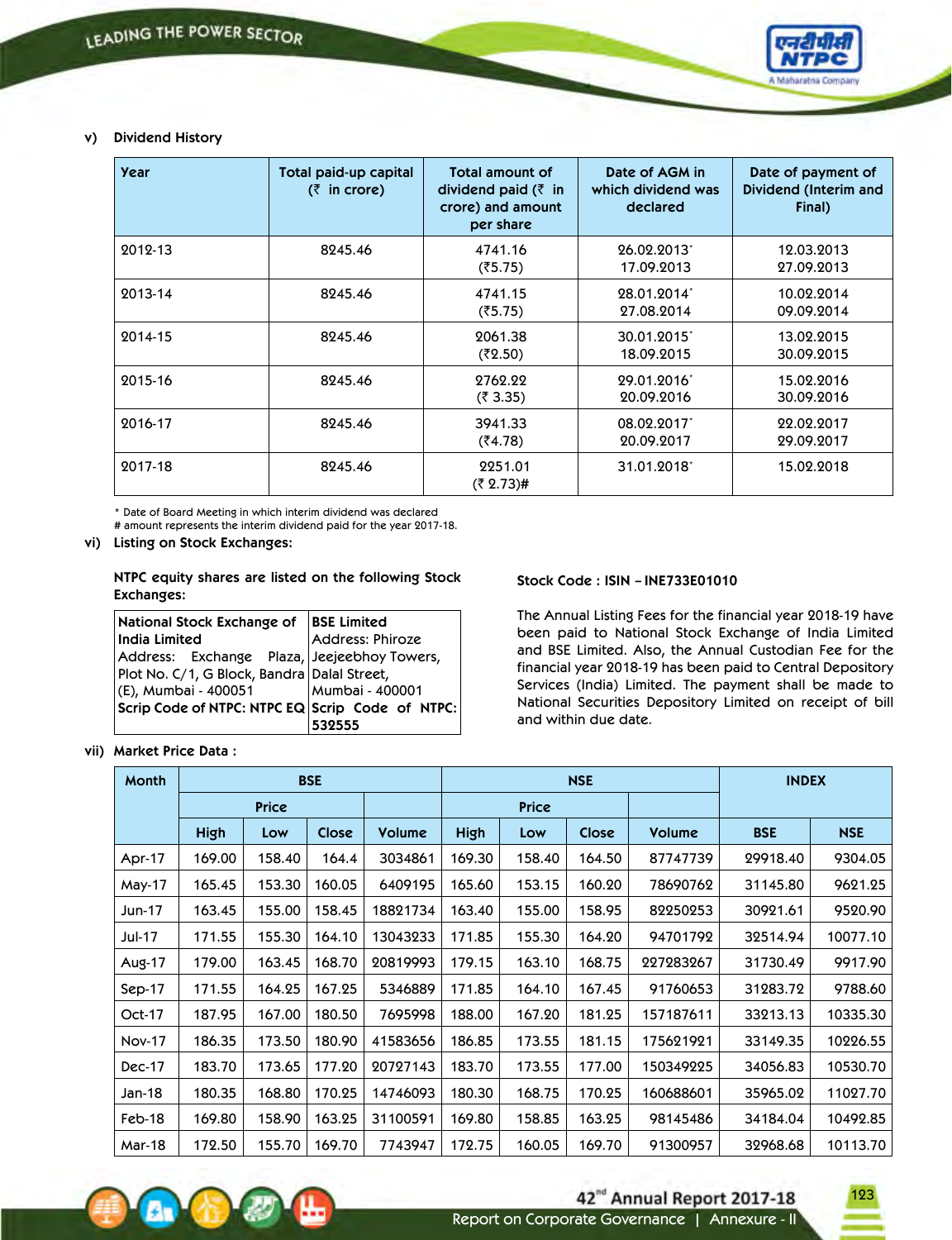### v) Dividend History

| Year | Total paid-up capital (₹ in crore) | Total amount of dividend paid (₹ in crore) and amount per share | Date of AGM in which dividend was declared | Date of payment of Dividend (Interim and Final) |
|---|---|---|---|---|
| 2012-13 | 8245.46 | 4741.16 (₹5.75) | 26.02.2013* 17.09.2013 | 12.03.2013 27.09.2013 |
| 2013-14 | 8245.46 | 4741.15 (₹5.75) | 28.01.2014* 27.08.2014 | 10.02.2014 09.09.2014 |
| 2014-15 | 8245.46 | 2061.38 (₹2.50) | 30.01.2015* 18.09.2015 | 13.02.2015 30.09.2015 |
| 2015-16 | 8245.46 | 2762.22 (₹ 3.35) | 29.01.2016* 20.09.2016 | 15.02.2016 30.09.2016 |
| 2016-17 | 8245.46 | 3941.33 (₹4.78) | 08.02.2017* 20.09.2017 | 22.02.2017 29.09.2017 |
| 2017-18 | 8245.46 | 2251.01 (₹ 2.73)# | 31.01.2018* | 15.02.2018 |

\* Date of Board Meeting in which interim dividend was declared
\# amount represents the interim dividend paid for the year 2017-18.

### vi) Listing on Stock Exchanges:

**NTPC equity shares are listed on the following Stock Exchanges:**

| **National Stock Exchange of India Limited** | **BSE Limited** |
|---|---|
| Address: Exchange Plaza, Plot No. C/1, G Block, Bandra (E), Mumbai - 400051 | Address: Phiroze Jeejeebhoy Towers, Dalal Street, Mumbai - 400001 |
| **Scrip Code of NTPC: NTPC EQ** | **Scrip Code of NTPC: 532555** |

**Stock Code : ISIN – INE733E01010**

The Annual Listing Fees for the financial year 2018-19 have been paid to National Stock Exchange of India Limited and BSE Limited. Also, the Annual Custodian Fee for the financial year 2018-19 has been paid to Central Depository Services (India) Limited. The payment shall be made to National Securities Depository Limited on receipt of bill and within due date.

### vii) Market Price Data :

| Month | BSE | | | | NSE | | | | INDEX | |
|---|---|---|---|---|---|---|---|---|---|---|
| | Price | | | | Price | | | | | |
| | High | Low | Close | Volume | High | Low | Close | Volume | BSE | NSE |
| Apr-17 | 169.00 | 158.40 | 164.4 | 3034861 | 169.30 | 158.40 | 164.50 | 87747739 | 29918.40 | 9304.05 |
| May-17 | 165.45 | 153.30 | 160.05 | 6409195 | 165.60 | 153.15 | 160.20 | 78690762 | 31145.80 | 9621.25 |
| Jun-17 | 163.45 | 155.00 | 158.45 | 18821734 | 163.40 | 155.00 | 158.95 | 82250253 | 30921.61 | 9520.90 |
| Jul-17 | 171.55 | 155.30 | 164.10 | 13043233 | 171.85 | 155.30 | 164.20 | 94701792 | 32514.94 | 10077.10 |
| Aug-17 | 179.00 | 163.45 | 168.70 | 20819993 | 179.15 | 163.10 | 168.75 | 227283267 | 31730.49 | 9917.90 |
| Sep-17 | 171.55 | 164.25 | 167.25 | 5346889 | 171.85 | 164.10 | 167.45 | 91760653 | 31283.72 | 9788.60 |
| Oct-17 | 187.95 | 167.00 | 180.50 | 7695998 | 188.00 | 167.20 | 181.25 | 157187611 | 33213.13 | 10335.30 |
| Nov-17 | 186.35 | 173.50 | 180.90 | 41583656 | 186.85 | 173.55 | 181.15 | 175621921 | 33149.35 | 10226.55 |
| Dec-17 | 183.70 | 173.65 | 177.20 | 20727143 | 183.70 | 173.55 | 177.00 | 150349225 | 34056.83 | 10530.70 |
| Jan-18 | 180.35 | 168.80 | 170.25 | 14746093 | 180.30 | 168.75 | 170.25 | 160688601 | 35965.02 | 11027.70 |
| Feb-18 | 169.80 | 158.90 | 163.25 | 31100591 | 169.80 | 158.85 | 163.25 | 98145486 | 34184.04 | 10492.85 |
| Mar-18 | 172.50 | 155.70 | 169.70 | 7743947 | 172.75 | 160.05 | 169.70 | 91300957 | 32968.68 | 10113.70 |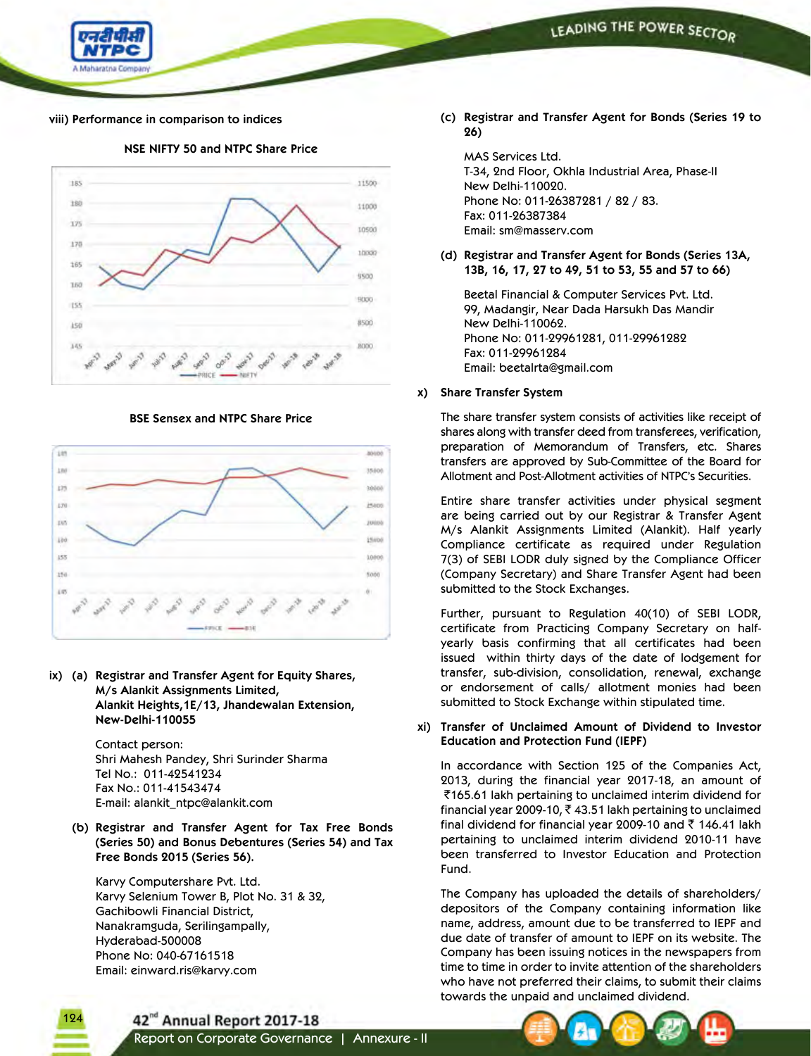viii) Performance in comparison to indices

**NSE NIFTY 50 and NTPC Share Price**

**BSE Sensex and NTPC Share Price**

ix) (a) **Registrar and Transfer Agent for Equity Shares, M/s Alankit Assignments Limited, Alankit Heights, 1E/13, Jhandewalan Extension, New-Delhi-110055**

Contact person:
Shri Mahesh Pandey, Shri Surinder Sharma
Tel No.: 011-42541234
Fax No.: 011-41543474
E-mail: alankit_ntpc@alankit.com

(b) **Registrar and Transfer Agent for Tax Free Bonds (Series 50) and Bonus Debentures (Series 54) and Tax Free Bonds 2015 (Series 56).**

Karvy Computershare Pvt. Ltd.
Karvy Selenium Tower B, Plot No. 31 & 32,
Gachibowli Financial District,
Nanakramguda, Serilingampally,
Hyderabad-500008
Phone No: 040-67161518
Email: einward.ris@karvy.com

(c) **Registrar and Transfer Agent for Bonds (Series 19 to 26)**

MAS Services Ltd.
T-34, 2nd Floor, Okhla Industrial Area, Phase-II
New Delhi-110020.
Phone No: 011-26387281 / 82 / 83.
Fax: 011-26387384
Email: sm@masserv.com

(d) **Registrar and Transfer Agent for Bonds (Series 13A, 13B, 16, 17, 27 to 49, 51 to 53, 55 and 57 to 66)**

Beetal Financial & Computer Services Pvt. Ltd.
99, Madangir, Near Dada Harsukh Das Mandir
New Delhi-110062.
Phone No: 011-29961281, 011-29961282
Fax: 011-29961284
Email: beetalrta@gmail.com

x) **Share Transfer System**

The share transfer system consists of activities like receipt of shares along with transfer deed from transferees, verification, preparation of Memorandum of Transfers, etc. Shares transfers are approved by Sub-Committee of the Board for Allotment and Post-Allotment activities of NTPC's Securities.

Entire share transfer activities under physical segment are being carried out by our Registrar & Transfer Agent M/s Alankit Assignments Limited (Alankit). Half yearly Compliance certificate as required under Regulation 7(3) of SEBI LODR duly signed by the Compliance Officer (Company Secretary) and Share Transfer Agent had been submitted to the Stock Exchanges.

Further, pursuant to Regulation 40(10) of SEBI LODR, certificate from Practicing Company Secretary on half-yearly basis confirming that all certificates had been issued within thirty days of the date of lodgement for transfer, sub-division, consolidation, renewal, exchange or endorsement of calls/ allotment monies had been submitted to Stock Exchange within stipulated time.

xi) **Transfer of Unclaimed Amount of Dividend to Investor Education and Protection Fund (IEPF)**

In accordance with Section 125 of the Companies Act, 2013, during the financial year 2017-18, an amount of ₹165.61 lakh pertaining to unclaimed interim dividend for financial year 2009-10, ₹ 43.51 lakh pertaining to unclaimed final dividend for financial year 2009-10 and ₹ 146.41 lakh pertaining to unclaimed interim dividend 2010-11 have been transferred to Investor Education and Protection Fund.

The Company has uploaded the details of shareholders/ depositors of the Company containing information like name, address, amount due to be transferred to IEPF and due date of transfer of amount to IEPF on its website. The Company has been issuing notices in the newspapers from time to time in order to invite attention of the shareholders who have not preferred their claims, to submit their claims towards the unpaid and unclaimed dividend.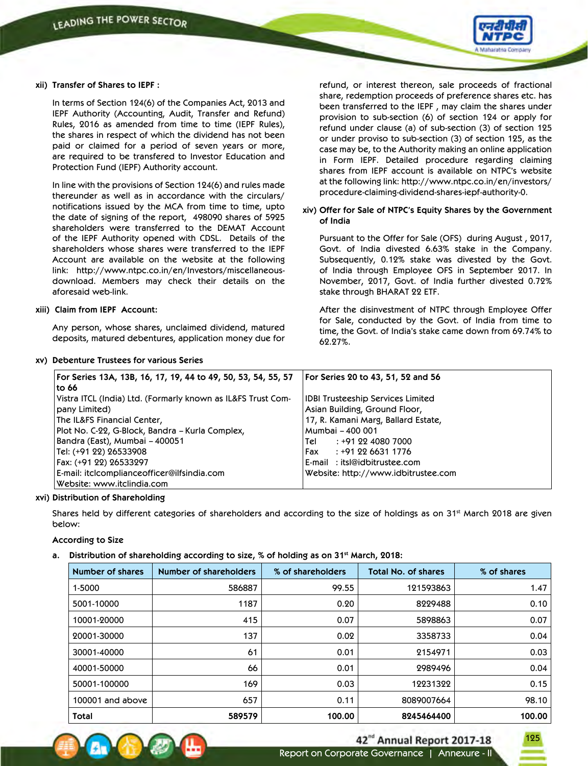**xii) Transfer of Shares to IEPF :**

In terms of Section 124(6) of the Companies Act, 2013 and IEPF Authority (Accounting, Audit, Transfer and Refund) Rules, 2016 as amended from time to time (IEPF Rules), the shares in respect of which the dividend has not been paid or claimed for a period of seven years or more, are required to be transfered to Investor Education and Protection Fund (IEPF) Authority account.

In line with the provisions of Section 124(6) and rules made thereunder as well as in accordance with the circulars/ notifications issued by the MCA from time to time, upto the date of signing of the report, 498090 shares of 5925 shareholders were transferred to the DEMAT Account of the IEPF Authority opened with CDSL. Details of the shareholders whose shares were transferred to the IEPF Account are available on the website at the following link: http://www.ntpc.co.in/en/Investors/miscellaneous-download. Members may check their details on the aforesaid web-link.

**xiii) Claim from IEPF Account:**

Any person, whose shares, unclaimed dividend, matured deposits, matured debentures, application money due for refund, or interest thereon, sale proceeds of fractional share, redemption proceeds of preference shares etc. has been transferred to the IEPF , may claim the shares under provision to sub-section (6) of section 124 or apply for refund under clause (a) of sub-section (3) of section 125 or under proviso to sub-section (3) of section 125, as the case may be, to the Authority making an online application in Form IEPF. Detailed procedure regarding claiming shares from IEPF account is available on NTPC's website at the following link: http://www.ntpc.co.in/en/investors/procedure-claiming-dividend-shares-iepf-authority-0.

**xiv) Offer for Sale of NTPC's Equity Shares by the Government of India**

Pursuant to the Offer for Sale (OFS) during August , 2017, Govt. of India divested 6.63% stake in the Company. Subsequently, 0.12% stake was divested by the Govt. of India through Employee OFS in September 2017. In November, 2017, Govt. of India further divested 0.72% stake through BHARAT 22 ETF.

After the disinvestment of NTPC through Employee Offer for Sale, conducted by the Govt. of India from time to time, the Govt. of India's stake came down from 69.74% to 62.27%.

**xv) Debenture Trustees for various Series**

| For Series 13A, 13B, 16, 17, 19, 44 to 49, 50, 53, 54, 55, 57 to 66 | For Series 20 to 43, 51, 52 and 56 |
|---|---|
| Vistra ITCL (India) Ltd. (Formarly known as IL&FS Trust Company Limited)<br>The IL&FS Financial Center,<br>Plot No. C-22, G-Block, Bandra – Kurla Complex,<br>Bandra (East), Mumbai – 400051<br>Tel: (+91 22) 26533908<br>Fax: (+91 22) 26533297<br>E-mail: itclcomplianceofficer@ilfsindia.com<br>Website: www.itclindia.com | IDBI Trusteeship Services Limited<br>Asian Building, Ground Floor,<br>17, R. Kamani Marg, Ballard Estate,<br>Mumbai – 400 001<br>Tel : +91 22 4080 7000<br>Fax : +91 22 6631 1776<br>E-mail : itsl@idbitrustee.com<br>Website: http://www.idbitrustee.com |

**xvi) Distribution of Shareholding**

Shares held by different categories of shareholders and according to the size of holdings as on 31st March 2018 are given below:

**According to Size**

**a. Distribution of shareholding according to size, % of holding as on 31st March, 2018:**

| Number of shares | Number of shareholders | % of shareholders | Total No. of shares | % of shares |
|---|---|---|---|---|
| 1-5000 | 586887 | 99.55 | 121593863 | 1.47 |
| 5001-10000 | 1187 | 0.20 | 8229488 | 0.10 |
| 10001-20000 | 415 | 0.07 | 5898863 | 0.07 |
| 20001-30000 | 137 | 0.02 | 3358733 | 0.04 |
| 30001-40000 | 61 | 0.01 | 2154971 | 0.03 |
| 40001-50000 | 66 | 0.01 | 2989496 | 0.04 |
| 50001-100000 | 169 | 0.03 | 12231322 | 0.15 |
| 100001 and above | 657 | 0.11 | 8089007664 | 98.10 |
| **Total** | **589579** | **100.00** | **8245464400** | **100.00** |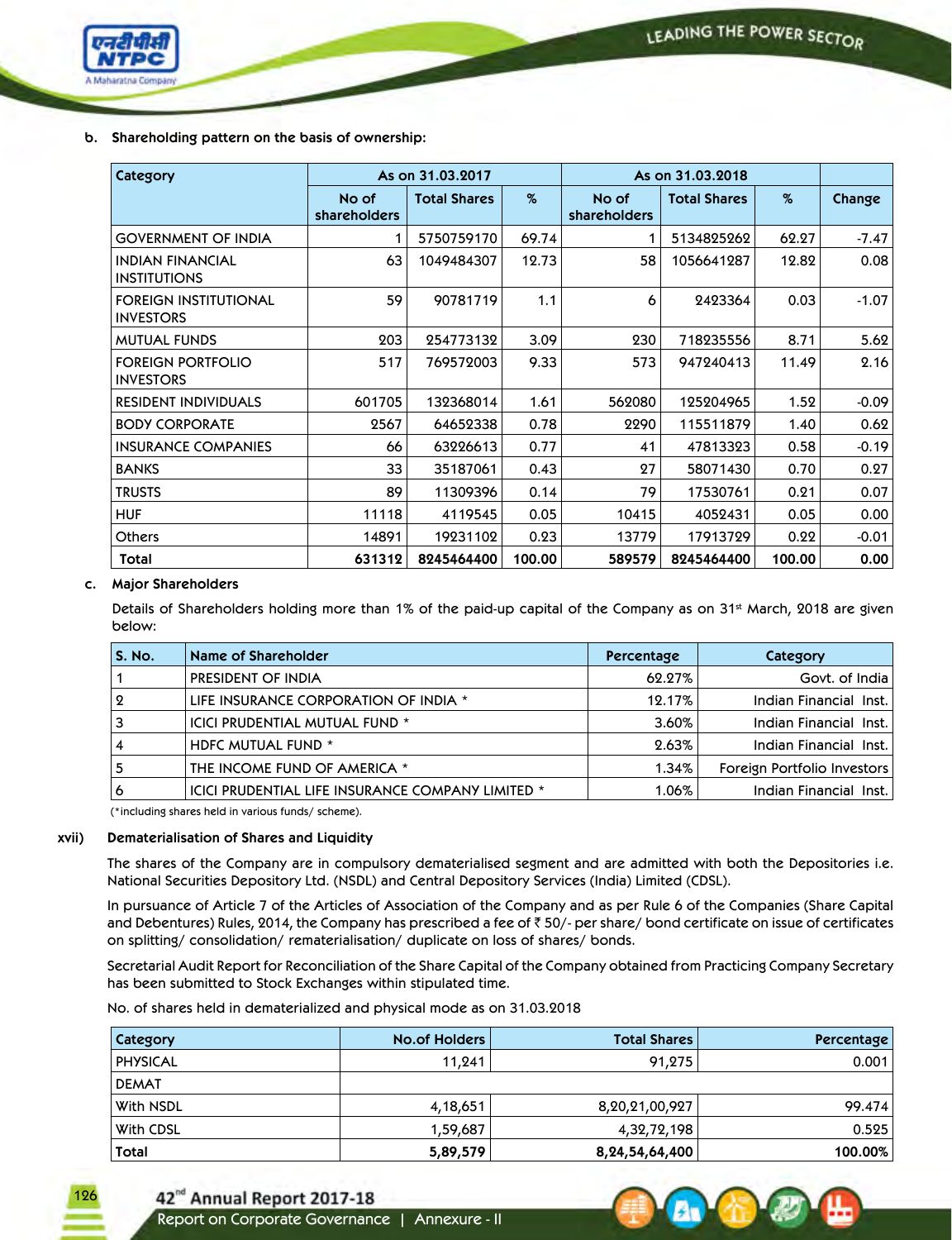b. **Shareholding pattern on the basis of ownership:**

| Category | As on 31.03.2017 | | | As on 31.03.2018 | | | |
|---|---|---|---|---|---|---|---|
| | No of shareholders | Total Shares | % | No of shareholders | Total Shares | % | Change |
| GOVERNMENT OF INDIA | 1 | 5750759170 | 69.74 | 1 | 5134825262 | 62.27 | -7.47 |
| INDIAN FINANCIAL INSTITUTIONS | 63 | 1049484307 | 12.73 | 58 | 1056641287 | 12.82 | 0.08 |
| FOREIGN INSTITUTIONAL INVESTORS | 59 | 90781719 | 1.1 | 6 | 2423364 | 0.03 | -1.07 |
| MUTUAL FUNDS | 203 | 254773132 | 3.09 | 230 | 718235556 | 8.71 | 5.62 |
| FOREIGN PORTFOLIO INVESTORS | 517 | 769572003 | 9.33 | 573 | 947240413 | 11.49 | 2.16 |
| RESIDENT INDIVIDUALS | 601705 | 132368014 | 1.61 | 562080 | 125204965 | 1.52 | -0.09 |
| BODY CORPORATE | 2567 | 64652338 | 0.78 | 2290 | 115511879 | 1.40 | 0.62 |
| INSURANCE COMPANIES | 66 | 63226613 | 0.77 | 41 | 47813323 | 0.58 | -0.19 |
| BANKS | 33 | 35187061 | 0.43 | 27 | 58071430 | 0.70 | 0.27 |
| TRUSTS | 89 | 11309396 | 0.14 | 79 | 17530761 | 0.21 | 0.07 |
| HUF | 11118 | 4119545 | 0.05 | 10415 | 4052431 | 0.05 | 0.00 |
| Others | 14891 | 19231102 | 0.23 | 13779 | 17913729 | 0.22 | -0.01 |
| **Total** | **631312** | **8245464400** | **100.00** | **589579** | **8245464400** | **100.00** | **0.00** |

c. **Major Shareholders**

Details of Shareholders holding more than 1% of the paid-up capital of the Company as on 31st March, 2018 are given below:

| S. No. | Name of Shareholder | Percentage | Category |
|---|---|---|---|
| 1 | PRESIDENT OF INDIA | 62.27% | Govt. of India |
| 2 | LIFE INSURANCE CORPORATION OF INDIA * | 12.17% | Indian Financial Inst. |
| 3 | ICICI PRUDENTIAL MUTUAL FUND * | 3.60% | Indian Financial Inst. |
| 4 | HDFC MUTUAL FUND * | 2.63% | Indian Financial Inst. |
| 5 | THE INCOME FUND OF AMERICA * | 1.34% | Foreign Portfolio Investors |
| 6 | ICICI PRUDENTIAL LIFE INSURANCE COMPANY LIMITED * | 1.06% | Indian Financial Inst. |

(*including shares held in various funds/ scheme).

xvii) **Dematerialisation of Shares and Liquidity**

The shares of the Company are in compulsory dematerialised segment and are admitted with both the Depositories i.e. National Securities Depository Ltd. (NSDL) and Central Depository Services (India) Limited (CDSL).

In pursuance of Article 7 of the Articles of Association of the Company and as per Rule 6 of the Companies (Share Capital and Debentures) Rules, 2014, the Company has prescribed a fee of ₹ 50/- per share/ bond certificate on issue of certificates on splitting/ consolidation/ rematerialisation/ duplicate on loss of shares/ bonds.

Secretarial Audit Report for Reconciliation of the Share Capital of the Company obtained from Practicing Company Secretary has been submitted to Stock Exchanges within stipulated time.

No. of shares held in dematerialized and physical mode as on 31.03.2018

| Category | No.of Holders | Total Shares | Percentage |
|---|---|---|---|
| PHYSICAL | 11,241 | 91,275 | 0.001 |
| DEMAT | | | |
| With NSDL | 4,18,651 | 8,20,21,00,927 | 99.474 |
| With CDSL | 1,59,687 | 4,32,72,198 | 0.525 |
| **Total** | **5,89,579** | **8,24,54,64,400** | **100.00%** |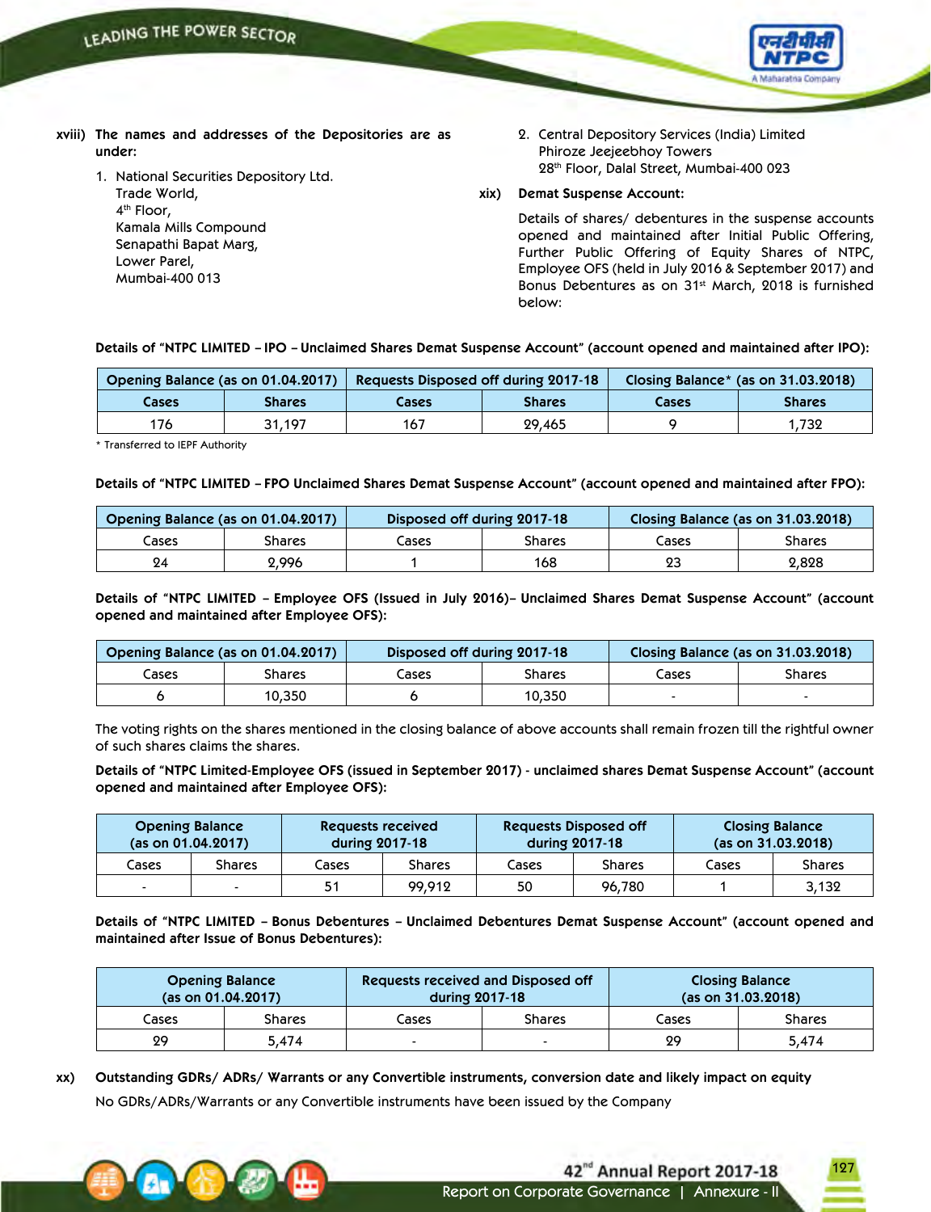**xviii) The names and addresses of the Depositories are as under:**

1. National Securities Depository Ltd.
   Trade World,
   4th Floor,
   Kamala Mills Compound
   Senapathi Bapat Marg,
   Lower Parel,
   Mumbai-400 013

2. Central Depository Services (India) Limited
   Phiroze Jeejeebhoy Towers
   28th Floor, Dalal Street, Mumbai-400 023

**xix) Demat Suspense Account:**

Details of shares/ debentures in the suspense accounts opened and maintained after Initial Public Offering, Further Public Offering of Equity Shares of NTPC, Employee OFS (held in July 2016 & September 2017) and Bonus Debentures as on 31st March, 2018 is furnished below:

**Details of "NTPC LIMITED – IPO – Unclaimed Shares Demat Suspense Account" (account opened and maintained after IPO):**

| Opening Balance (as on 01.04.2017) | | Requests Disposed off during 2017-18 | | Closing Balance* (as on 31.03.2018) | |
|---|---|---|---|---|---|
| Cases | Shares | Cases | Shares | Cases | Shares |
| 176 | 31,197 | 167 | 29,465 | 9 | 1,732 |

\* Transferred to IEPF Authority

**Details of "NTPC LIMITED – FPO Unclaimed Shares Demat Suspense Account" (account opened and maintained after FPO):**

| Opening Balance (as on 01.04.2017) | | Disposed off during 2017-18 | | Closing Balance (as on 31.03.2018) | |
|---|---|---|---|---|---|
| Cases | Shares | Cases | Shares | Cases | Shares |
| 24 | 2,996 | 1 | 168 | 23 | 2,828 |

**Details of "NTPC LIMITED – Employee OFS (Issued in July 2016)– Unclaimed Shares Demat Suspense Account" (account opened and maintained after Employee OFS):**

| Opening Balance (as on 01.04.2017) | | Disposed off during 2017-18 | | Closing Balance (as on 31.03.2018) | |
|---|---|---|---|---|---|
| Cases | Shares | Cases | Shares | Cases | Shares |
| 6 | 10,350 | 6 | 10,350 | - | - |

The voting rights on the shares mentioned in the closing balance of above accounts shall remain frozen till the rightful owner of such shares claims the shares.

**Details of "NTPC Limited-Employee OFS (issued in September 2017) - unclaimed shares Demat Suspense Account" (account opened and maintained after Employee OFS):**

| Opening Balance (as on 01.04.2017) | | Requests received during 2017-18 | | Requests Disposed off during 2017-18 | | Closing Balance (as on 31.03.2018) | |
|---|---|---|---|---|---|---|---|
| Cases | Shares | Cases | Shares | Cases | Shares | Cases | Shares |
| - | - | 51 | 99,912 | 50 | 96,780 | 1 | 3,132 |

**Details of "NTPC LIMITED – Bonus Debentures – Unclaimed Debentures Demat Suspense Account" (account opened and maintained after Issue of Bonus Debentures):**

| Opening Balance (as on 01.04.2017) | | Requests received and Disposed off during 2017-18 | | Closing Balance (as on 31.03.2018) | |
|---|---|---|---|---|---|
| Cases | Shares | Cases | Shares | Cases | Shares |
| 29 | 5,474 | - | - | 29 | 5,474 |

**xx) Outstanding GDRs/ ADRs/ Warrants or any Convertible instruments, conversion date and likely impact on equity**

No GDRs/ADRs/Warrants or any Convertible instruments have been issued by the Company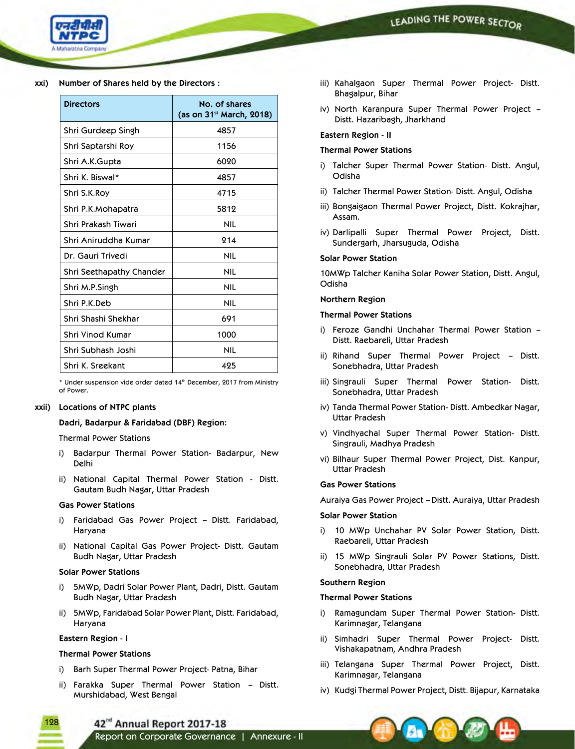**xxi) Number of Shares held by the Directors :**

| Directors | No. of shares (as on 31st March, 2018) |
|---|---|
| Shri Gurdeep Singh | 4857 |
| Shri Saptarshi Roy | 1156 |
| Shri A.K.Gupta | 6020 |
| Shri K. Biswal* | 4857 |
| Shri S.K.Roy | 4715 |
| Shri P.K.Mohapatra | 5812 |
| Shri Prakash Tiwari | NIL |
| Shri Aniruddha Kumar | 214 |
| Dr. Gauri Trivedi | NIL |
| Shri Seethapathy Chander | NIL |
| Shri M.P.Singh | NIL |
| Shri P.K.Deb | NIL |
| Shri Shashi Shekhar | 691 |
| Shri Vinod Kumar | 1000 |
| Shri Subhash Joshi | NIL |
| Shri K. Sreekant | 425 |

\* Under suspension vide order dated 14th December, 2017 from Ministry of Power.

**xxii) Locations of NTPC plants**

**Dadri, Badarpur & Faridabad (DBF) Region:**

Thermal Power Stations

i) Badarpur Thermal Power Station- Badarpur, New Delhi

ii) National Capital Thermal Power Station - Distt. Gautam Budh Nagar, Uttar Pradesh

**Gas Power Stations**

i) Faridabad Gas Power Project – Distt. Faridabad, Haryana

ii) National Capital Gas Power Project- Distt. Gautam Budh Nagar, Uttar Pradesh

**Solar Power Stations**

i) 5MWp, Dadri Solar Power Plant, Dadri, Distt. Gautam Budh Nagar, Uttar Pradesh

ii) 5MWp, Faridabad Solar Power Plant, Distt. Faridabad, Haryana

**Eastern Region - I**

**Thermal Power Stations**

i) Barh Super Thermal Power Project- Patna, Bihar

ii) Farakka Super Thermal Power Station – Distt. Murshidabad, West Bengal

iii) Kahalgaon Super Thermal Power Project- Distt. Bhagalpur, Bihar

iv) North Karanpura Super Thermal Power Project – Distt. Hazaribagh, Jharkhand

**Eastern Region - II**

**Thermal Power Stations**

i) Talcher Super Thermal Power Station- Distt. Angul, Odisha

ii) Talcher Thermal Power Station- Distt. Angul, Odisha

iii) Bongaigaon Thermal Power Project, Distt. Kokrajhar, Assam.

iv) Darlipalli Super Thermal Power Project, Distt. Sundergarh, Jharsuguda, Odisha

**Solar Power Station**

10MWp Talcher Kaniha Solar Power Station, Distt. Angul, Odisha

**Northern Region**

**Thermal Power Stations**

i) Feroze Gandhi Unchahar Thermal Power Station – Distt. Raebareli, Uttar Pradesh

ii) Rihand Super Thermal Power Project – Distt. Sonebhadra, Uttar Pradesh

iii) Singrauli Super Thermal Power Station- Distt. Sonebhadra, Uttar Pradesh

iv) Tanda Thermal Power Station- Distt. Ambedkar Nagar, Uttar Pradesh

v) Vindhyachal Super Thermal Power Station- Distt. Singrauli, Madhya Pradesh

vi) Bilhaur Super Thermal Power Project, Dist. Kanpur, Uttar Pradesh

**Gas Power Stations**

Auraiya Gas Power Project – Distt. Auraiya, Uttar Pradesh

**Solar Power Station**

i) 10 MWp Unchahar PV Solar Power Station, Distt. Raebareli, Uttar Pradesh

ii) 15 MWp Singrauli Solar PV Power Stations, Distt. Sonebhadra, Uttar Pradesh

**Southern Region**

**Thermal Power Stations**

i) Ramagundam Super Thermal Power Station- Distt. Karimnagar, Telangana

ii) Simhadri Super Thermal Power Project- Distt. Vishakapatnam, Andhra Pradesh

iii) Telangana Super Thermal Power Project, Distt. Karimnagar, Telangana

iv) Kudgi Thermal Power Project, Distt. Bijapur, Karnataka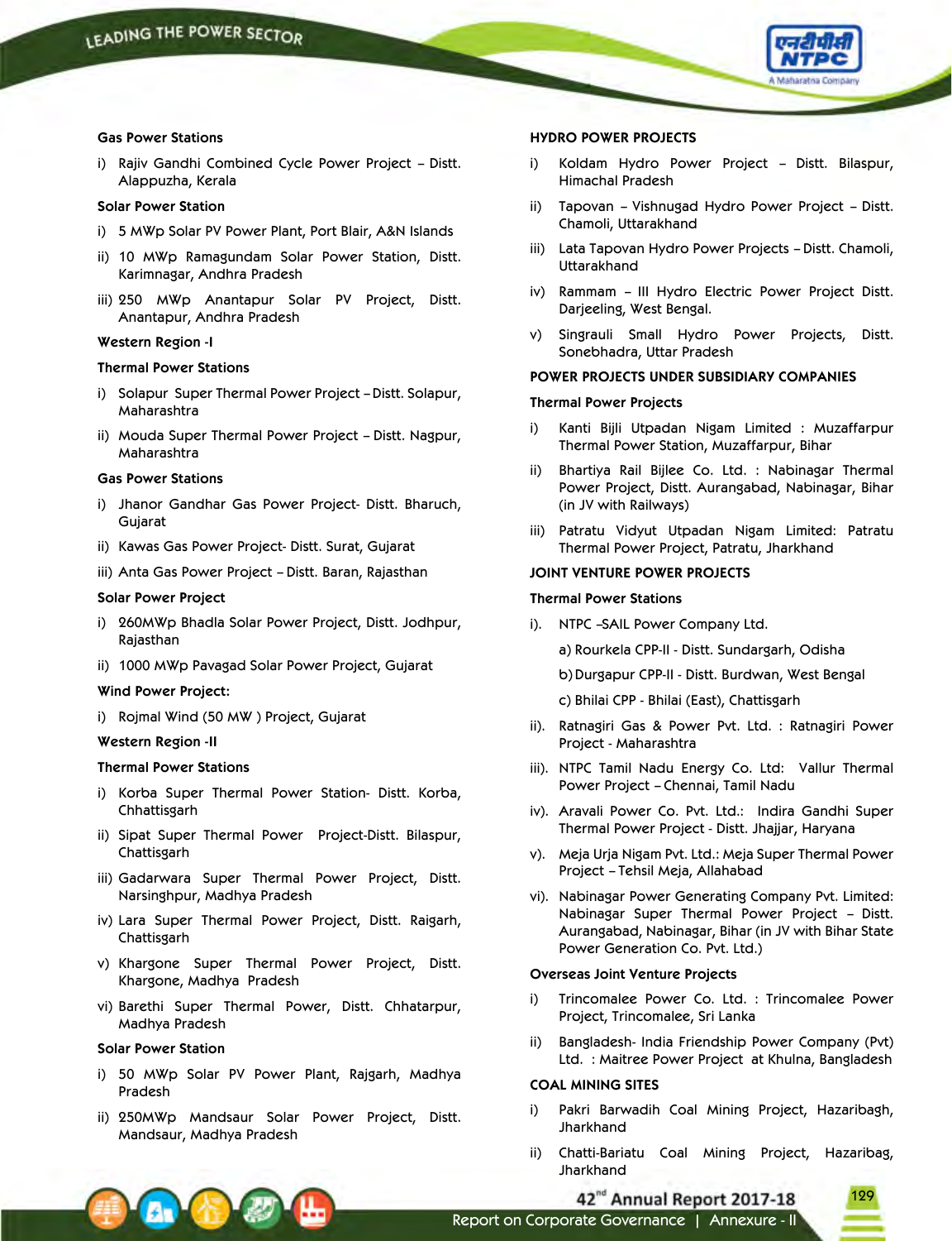**Gas Power Stations**

i) Rajiv Gandhi Combined Cycle Power Project – Distt. Alappuzha, Kerala

**Solar Power Station**

i) 5 MWp Solar PV Power Plant, Port Blair, A&N Islands

ii) 10 MWp Ramagundam Solar Power Station, Distt. Karimnagar, Andhra Pradesh

iii) 250 MWp Anantapur Solar PV Project, Distt. Anantapur, Andhra Pradesh

**Western Region -I**

**Thermal Power Stations**

i) Solapur Super Thermal Power Project – Distt. Solapur, Maharashtra

ii) Mouda Super Thermal Power Project – Distt. Nagpur, Maharashtra

**Gas Power Stations**

i) Jhanor Gandhar Gas Power Project- Distt. Bharuch, Gujarat

ii) Kawas Gas Power Project- Distt. Surat, Gujarat

iii) Anta Gas Power Project – Distt. Baran, Rajasthan

**Solar Power Project**

i) 260MWp Bhadla Solar Power Project, Distt. Jodhpur, Rajasthan

ii) 1000 MWp Pavagad Solar Power Project, Gujarat

**Wind Power Project:**

i) Rojmal Wind (50 MW ) Project, Gujarat

**Western Region -II**

**Thermal Power Stations**

i) Korba Super Thermal Power Station- Distt. Korba, Chhattisgarh

ii) Sipat Super Thermal Power Project-Distt. Bilaspur, Chattisgarh

iii) Gadarwara Super Thermal Power Project, Distt. Narsinghpur, Madhya Pradesh

iv) Lara Super Thermal Power Project, Distt. Raigarh, Chattisgarh

v) Khargone Super Thermal Power Project, Distt. Khargone, Madhya Pradesh

vi) Barethi Super Thermal Power, Distt. Chhatarpur, Madhya Pradesh

**Solar Power Station**

i) 50 MWp Solar PV Power Plant, Rajgarh, Madhya Pradesh

ii) 250MWp Mandsaur Solar Power Project, Distt. Mandsaur, Madhya Pradesh

**HYDRO POWER PROJECTS**

i) Koldam Hydro Power Project – Distt. Bilaspur, Himachal Pradesh

ii) Tapovan – Vishnugad Hydro Power Project – Distt. Chamoli, Uttarakhand

iii) Lata Tapovan Hydro Power Projects – Distt. Chamoli, Uttarakhand

iv) Rammam – III Hydro Electric Power Project Distt. Darjeeling, West Bengal.

v) Singrauli Small Hydro Power Projects, Distt. Sonebhadra, Uttar Pradesh

**POWER PROJECTS UNDER SUBSIDIARY COMPANIES**

**Thermal Power Projects**

i) Kanti Bijli Utpadan Nigam Limited : Muzaffarpur Thermal Power Station, Muzaffarpur, Bihar

ii) Bhartiya Rail Bijlee Co. Ltd. : Nabinagar Thermal Power Project, Distt. Aurangabad, Nabinagar, Bihar (in JV with Railways)

iii) Patratu Vidyut Utpadan Nigam Limited: Patratu Thermal Power Project, Patratu, Jharkhand

**JOINT VENTURE POWER PROJECTS**

**Thermal Power Stations**

i). NTPC –SAIL Power Company Ltd.

a) Rourkela CPP-II - Distt. Sundargarh, Odisha

b) Durgapur CPP-II - Distt. Burdwan, West Bengal

c) Bhilai CPP - Bhilai (East), Chattisgarh

ii). Ratnagiri Gas & Power Pvt. Ltd. : Ratnagiri Power Project - Maharashtra

iii). NTPC Tamil Nadu Energy Co. Ltd: Vallur Thermal Power Project – Chennai, Tamil Nadu

iv). Aravali Power Co. Pvt. Ltd.: Indira Gandhi Super Thermal Power Project - Distt. Jhajjar, Haryana

v). Meja Urja Nigam Pvt. Ltd.: Meja Super Thermal Power Project – Tehsil Meja, Allahabad

vi). Nabinagar Power Generating Company Pvt. Limited: Nabinagar Super Thermal Power Project – Distt. Aurangabad, Nabinagar, Bihar (in JV with Bihar State Power Generation Co. Pvt. Ltd.)

**Overseas Joint Venture Projects**

i) Trincomalee Power Co. Ltd. : Trincomalee Power Project, Trincomalee, Sri Lanka

ii) Bangladesh- India Friendship Power Company (Pvt) Ltd. : Maitree Power Project at Khulna, Bangladesh

**COAL MINING SITES**

i) Pakri Barwadih Coal Mining Project, Hazaribagh, Jharkhand

ii) Chatti-Bariatu Coal Mining Project, Hazaribag, Jharkhand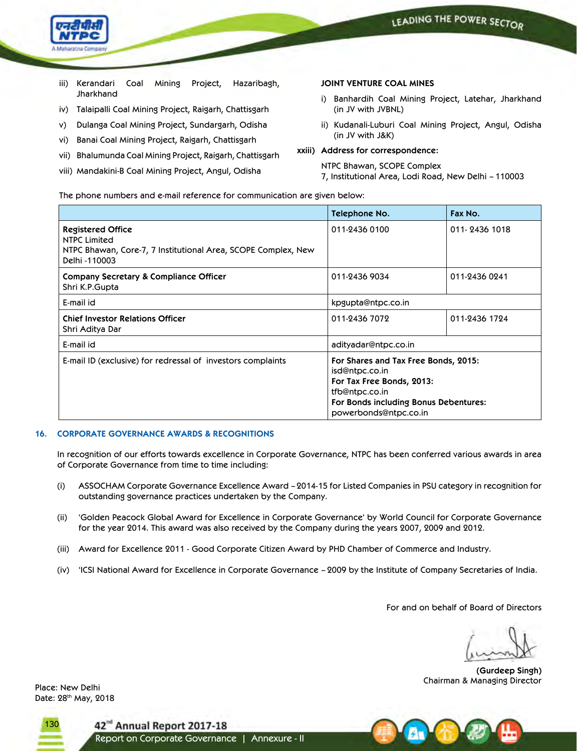iii) Kerandari Coal Mining Project, Hazaribagh, Jharkhand

iv) Talaipalli Coal Mining Project, Raigarh, Chattisgarh

v) Dulanga Coal Mining Project, Sundargarh, Odisha

vi) Banai Coal Mining Project, Raigarh, Chattisgarh

vii) Bhalumunda Coal Mining Project, Raigarh, Chattisgarh

viii) Mandakini-B Coal Mining Project, Angul, Odisha

**JOINT VENTURE COAL MINES**

i) Banhardih Coal Mining Project, Latehar, Jharkhand (in JV with JVBNL)

ii) Kudanali-Luburi Coal Mining Project, Angul, Odisha (in JV with J&K)

**xxiii) Address for correspondence:**

NTPC Bhawan, SCOPE Complex
7, Institutional Area, Lodi Road, New Delhi – 110003

The phone numbers and e-mail reference for communication are given below:

| | Telephone No. | Fax No. |
|---|---|---|
| **Registered Office**<br>NTPC Limited<br>NTPC Bhawan, Core-7, 7 Institutional Area, SCOPE Complex, New Delhi -110003 | 011-2436 0100 | 011- 2436 1018 |
| **Company Secretary & Compliance Officer**<br>Shri K.P.Gupta | 011-2436 9034 | 011-2436 0241 |
| E-mail id | kpgupta@ntpc.co.in | |
| **Chief Investor Relations Officer**<br>Shri Aditya Dar | 011-2436 7072 | 011-2436 1724 |
| E-mail id | adityadar@ntpc.co.in | |
| E-mail ID (exclusive) for redressal of investors complaints | **For Shares and Tax Free Bonds, 2015:**<br>isd@ntpc.co.in<br>**For Tax Free Bonds, 2013:**<br>tfb@ntpc.co.in<br>**For Bonds including Bonus Debentures:**<br>powerbonds@ntpc.co.in | |

## 16. CORPORATE GOVERNANCE AWARDS & RECOGNITIONS

In recognition of our efforts towards excellence in Corporate Governance, NTPC has been conferred various awards in area of Corporate Governance from time to time including:

(i) ASSOCHAM Corporate Governance Excellence Award – 2014-15 for Listed Companies in PSU category in recognition for outstanding governance practices undertaken by the Company.

(ii) 'Golden Peacock Global Award for Excellence in Corporate Governance' by World Council for Corporate Governance for the year 2014. This award was also received by the Company during the years 2007, 2009 and 2012.

(iii) Award for Excellence 2011 - Good Corporate Citizen Award by PHD Chamber of Commerce and Industry.

(iv) 'ICSI National Award for Excellence in Corporate Governance – 2009 by the Institute of Company Secretaries of India.

For and on behalf of Board of Directors

**(Gurdeep Singh)**
Chairman & Managing Director

Place: New Delhi
Date: 28th May, 2018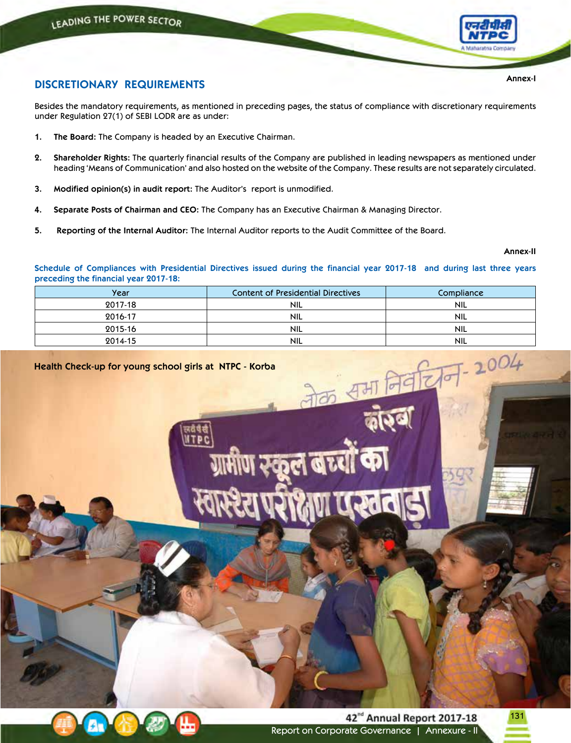Annex-I

## DISCRETIONARY REQUIREMENTS

Besides the mandatory requirements, as mentioned in preceding pages, the status of compliance with discretionary requirements under Regulation 27(1) of SEBI LODR are as under:

1. **The Board:** The Company is headed by an Executive Chairman.
2. **Shareholder Rights:** The quarterly financial results of the Company are published in leading newspapers as mentioned under heading 'Means of Communication' and also hosted on the website of the Company. These results are not separately circulated.
3. **Modified opinion(s) in audit report:** The Auditor's report is unmodified.
4. **Separate Posts of Chairman and CEO:** The Company has an Executive Chairman & Managing Director.
5. **Reporting of the Internal Auditor:** The Internal Auditor reports to the Audit Committee of the Board.

Annex-II

**Schedule of Compliances with Presidential Directives issued during the financial year 2017-18 and during last three years preceding the financial year 2017-18:**

| Year | Content of Presidential Directives | Compliance |
|---|---|---|
| 2017-18 | NIL | NIL |
| 2016-17 | NIL | NIL |
| 2015-16 | NIL | NIL |
| 2014-15 | NIL | NIL |

Health Check-up for young school girls at NTPC - Korba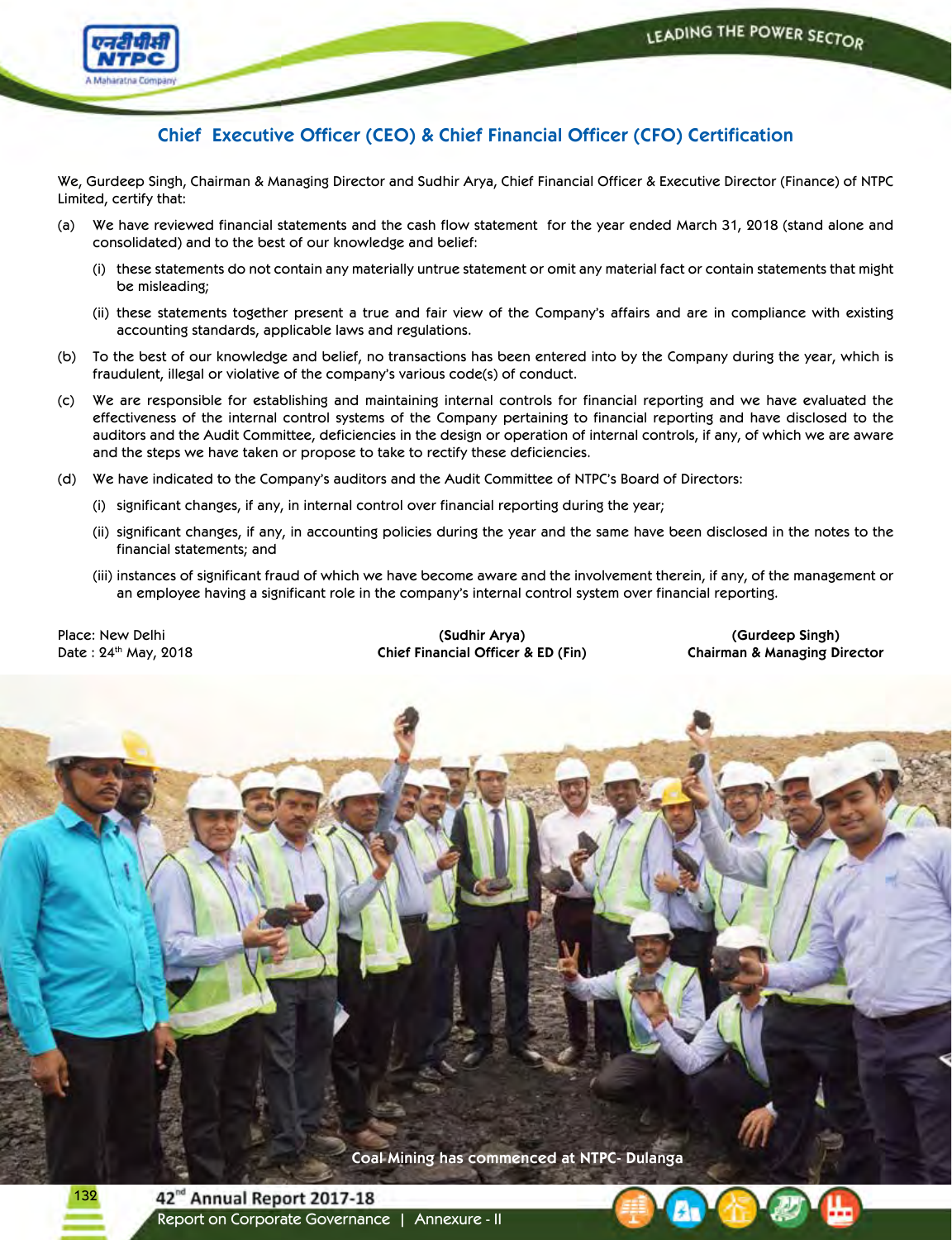## Chief Executive Officer (CEO) & Chief Financial Officer (CFO) Certification

We, Gurdeep Singh, Chairman & Managing Director and Sudhir Arya, Chief Financial Officer & Executive Director (Finance) of NTPC Limited, certify that:

(a) We have reviewed financial statements and the cash flow statement for the year ended March 31, 2018 (stand alone and consolidated) and to the best of our knowledge and belief:

  (i) these statements do not contain any materially untrue statement or omit any material fact or contain statements that might be misleading;

  (ii) these statements together present a true and fair view of the Company's affairs and are in compliance with existing accounting standards, applicable laws and regulations.

(b) To the best of our knowledge and belief, no transactions has been entered into by the Company during the year, which is fraudulent, illegal or violative of the company's various code(s) of conduct.

(c) We are responsible for establishing and maintaining internal controls for financial reporting and we have evaluated the effectiveness of the internal control systems of the Company pertaining to financial reporting and have disclosed to the auditors and the Audit Committee, deficiencies in the design or operation of internal controls, if any, of which we are aware and the steps we have taken or propose to take to rectify these deficiencies.

(d) We have indicated to the Company's auditors and the Audit Committee of NTPC's Board of Directors:

  (i) significant changes, if any, in internal control over financial reporting during the year;

  (ii) significant changes, if any, in accounting policies during the year and the same have been disclosed in the notes to the financial statements; and

  (iii) instances of significant fraud of which we have become aware and the involvement therein, if any, of the management or an employee having a significant role in the company's internal control system over financial reporting.

Place: New Delhi
Date : 24th May, 2018

**(Sudhir Arya)**
**Chief Financial Officer & ED (Fin)**

**(Gurdeep Singh)**
**Chairman & Managing Director**

Coal Mining has commenced at NTPC- Dulanga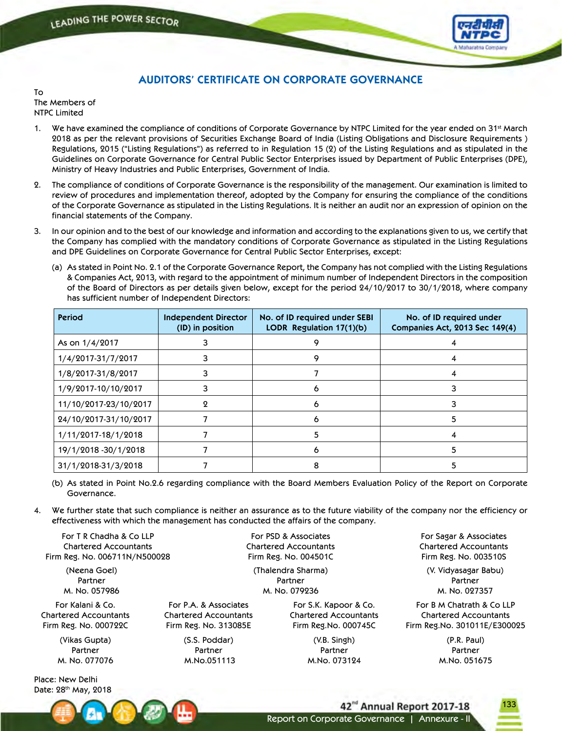## AUDITORS' CERTIFICATE ON CORPORATE GOVERNANCE

To
The Members of
NTPC Limited

1. We have examined the compliance of conditions of Corporate Governance by NTPC Limited for the year ended on 31st March 2018 as per the relevant provisions of Securities Exchange Board of India (Listing Obligations and Disclosure Requirements ) Regulations, 2015 ("Listing Regulations") as referred to in Regulation 15 (2) of the Listing Regulations and as stipulated in the Guidelines on Corporate Governance for Central Public Sector Enterprises issued by Department of Public Enterprises (DPE), Ministry of Heavy Industries and Public Enterprises, Government of India.

2. The compliance of conditions of Corporate Governance is the responsibility of the management. Our examination is limited to review of procedures and implementation thereof, adopted by the Company for ensuring the compliance of the conditions of the Corporate Governance as stipulated in the Listing Regulations. It is neither an audit nor an expression of opinion on the financial statements of the Company.

3. In our opinion and to the best of our knowledge and information and according to the explanations given to us, we certify that the Company has complied with the mandatory conditions of Corporate Governance as stipulated in the Listing Regulations and DPE Guidelines on Corporate Governance for Central Public Sector Enterprises, except:

   (a) As stated in Point No. 2.1 of the Corporate Governance Report, the Company has not complied with the Listing Regulations & Companies Act, 2013, with regard to the appointment of minimum number of Independent Directors in the composition of the Board of Directors as per details given below, except for the period 24/10/2017 to 30/1/2018, where company has sufficient number of Independent Directors:

| Period | Independent Director (ID) in position | No. of ID required under SEBI LODR Regulation 17(1)(b) | No. of ID required under Companies Act, 2013 Sec 149(4) |
|---|---|---|---|
| As on 1/4/2017 | 3 | 9 | 4 |
| 1/4/2017-31/7/2017 | 3 | 9 | 4 |
| 1/8/2017-31/8/2017 | 3 | 7 | 4 |
| 1/9/2017-10/10/2017 | 3 | 6 | 3 |
| 11/10/2017-23/10/2017 | 2 | 6 | 3 |
| 24/10/2017-31/10/2017 | 7 | 6 | 5 |
| 1/11/2017-18/1/2018 | 7 | 5 | 4 |
| 19/1/2018 -30/1/2018 | 7 | 6 | 5 |
| 31/1/2018-31/3/2018 | 7 | 8 | 5 |

   (b) As stated in Point No.2.6 regarding compliance with the Board Members Evaluation Policy of the Report on Corporate Governance.

4. We further state that such compliance is neither an assurance as to the future viability of the company nor the efficiency or effectiveness with which the management has conducted the affairs of the company.

For T R Chadha & Co LLP
Chartered Accountants
Firm Reg. No. 006711N/N500028

(Neena Goel)
Partner
M. No. 057986

For PSD & Associates
Chartered Accountants
Firm Reg. No. 004501C

(Thalendra Sharma)
Partner
M. No. 079236

For Sagar & Associates
Chartered Accountants
Firm Reg. No. 003510S

(V. Vidyasagar Babu)
Partner
M. No. 027357

For Kalani & Co.
Chartered Accountants
Firm Reg. No. 000722C

(Vikas Gupta)
Partner
M. No. 077076

For P.A. & Associates
Chartered Accountants
Firm Reg. No. 313085E

(S.S. Poddar)
Partner
M.No.051113

For S.K. Kapoor & Co.
Chartered Accountants
Firm Reg.No. 000745C

(V.B. Singh)
Partner
M.No. 073124

For B M Chatrath & Co LLP
Chartered Accountants
Firm Reg.No. 301011E/E300025

(P.R. Paul)
Partner
M.No. 051675

Place: New Delhi
Date: 28th May, 2018